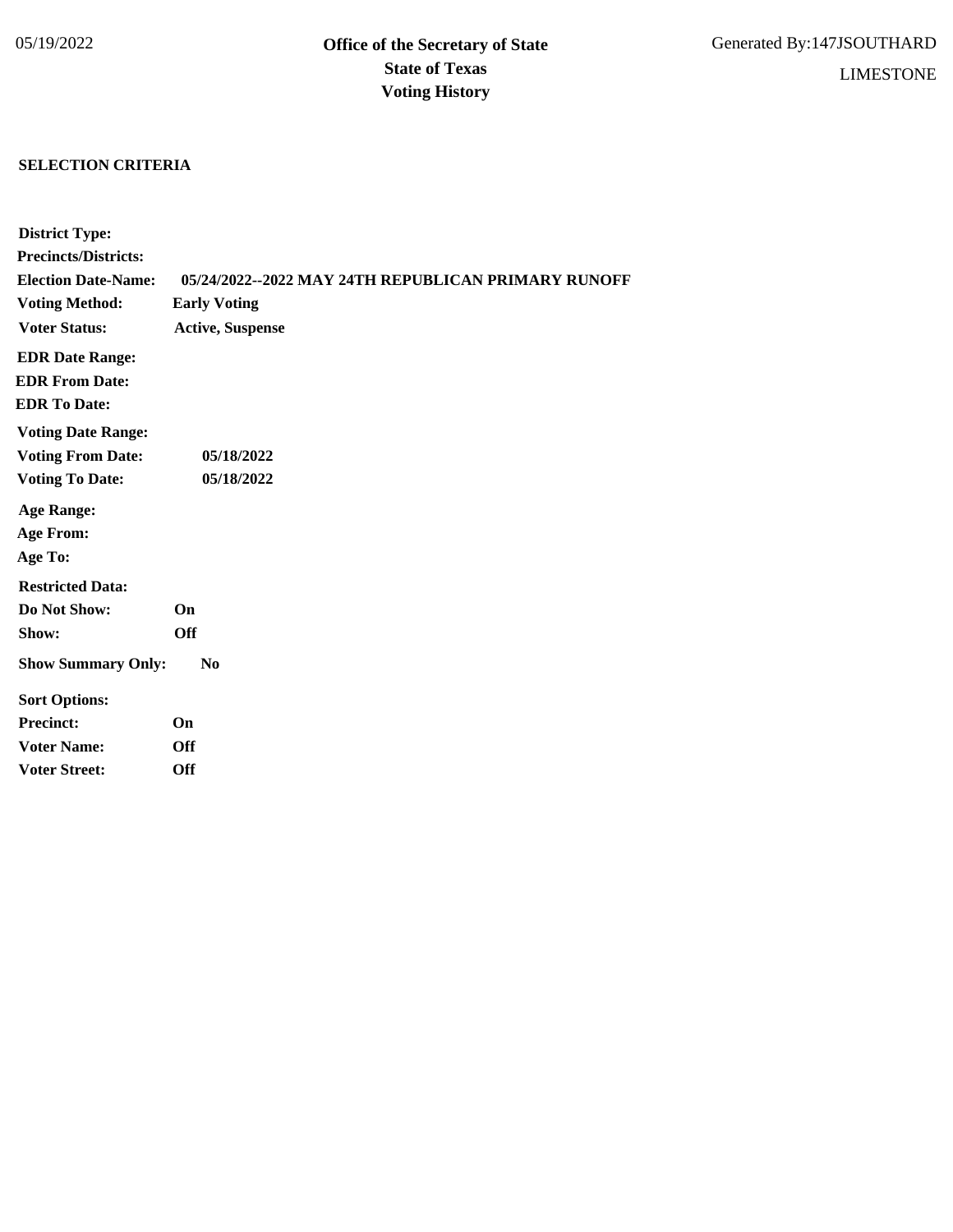05/19/2022

**Office of the Secretary of State**
**State of Texas**
**Voting History**

Generated By:147JSOUTHARD

LIMESTONE

**SELECTION CRITERIA**

**District Type:**
**Precincts/Districts:**
**Election Date-Name:** **05/24/2022--2022 MAY 24TH REPUBLICAN PRIMARY RUNOFF**
**Voting Method:** **Early Voting**
**Voter Status:** **Active, Suspense**

**EDR Date Range:**
**EDR From Date:**
**EDR To Date:**

**Voting Date Range:**
**Voting From Date:** **05/18/2022**
**Voting To Date:** **05/18/2022**

**Age Range:**
**Age From:**
**Age To:**

**Restricted Data:**
**Do Not Show:** **On**
**Show:** **Off**

**Show Summary Only:** **No**

**Sort Options:**
**Precinct:** **On**
**Voter Name:** **Off**
**Voter Street:** **Off**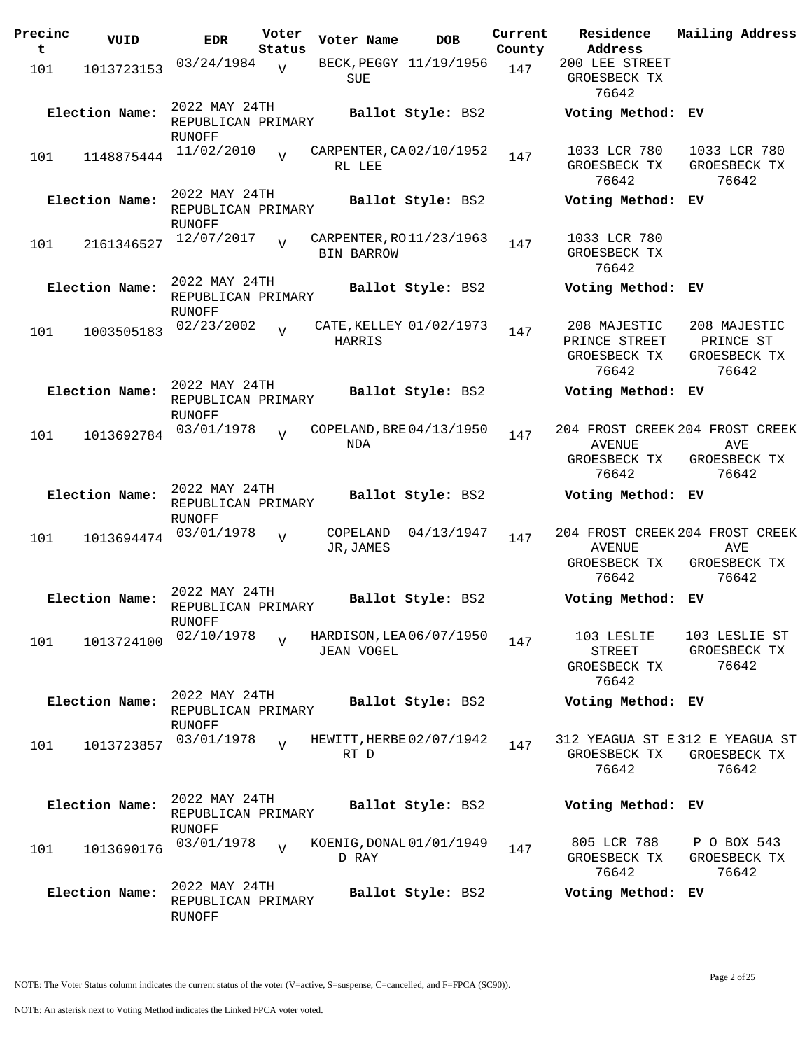| Precinct | VUID | EDR | Voter Status | Voter Name | DOB | Current County | Residence Address | Mailing Address |
|---|---|---|---|---|---|---|---|---|
| 101 | 1013723153 | 03/24/1984 | V | BECK,PEGGY SUE | 11/19/1956 | 147 | 200 LEE STREET GROESBECK TX 76642 | |
| **Election Name:** | | 2022 MAY 24TH REPUBLICAN PRIMARY RUNOFF | | **Ballot Style:** BS2 | | | **Voting Method:** EV | |
| 101 | 1148875444 | 11/02/2010 | V | CARPENTER,CARL LEE | 02/10/1952 | 147 | 1033 LCR 780 GROESBECK TX 76642 | 1033 LCR 780 GROESBECK TX 76642 |
| **Election Name:** | | 2022 MAY 24TH REPUBLICAN PRIMARY RUNOFF | | **Ballot Style:** BS2 | | | **Voting Method:** EV | |
| 101 | 2161346527 | 12/07/2017 | V | CARPENTER,ROBIN BARROW | 11/23/1963 | 147 | 1033 LCR 780 GROESBECK TX 76642 | |
| **Election Name:** | | 2022 MAY 24TH REPUBLICAN PRIMARY RUNOFF | | **Ballot Style:** BS2 | | | **Voting Method:** EV | |
| 101 | 1003505183 | 02/23/2002 | V | CATE,KELLEY HARRIS | 01/02/1973 | 147 | 208 MAJESTIC PRINCE STREET GROESBECK TX 76642 | 208 MAJESTIC PRINCE ST GROESBECK TX 76642 |
| **Election Name:** | | 2022 MAY 24TH REPUBLICAN PRIMARY RUNOFF | | **Ballot Style:** BS2 | | | **Voting Method:** EV | |
| 101 | 1013692784 | 03/01/1978 | V | COPELAND,BRENDA | 04/13/1950 | 147 | 204 FROST CREEK AVENUE GROESBECK TX 76642 | 204 FROST CREEK AVE GROESBECK TX 76642 |
| **Election Name:** | | 2022 MAY 24TH REPUBLICAN PRIMARY RUNOFF | | **Ballot Style:** BS2 | | | **Voting Method:** EV | |
| 101 | 1013694474 | 03/01/1978 | V | COPELAND JR,JAMES | 04/13/1947 | 147 | 204 FROST CREEK AVENUE GROESBECK TX 76642 | 204 FROST CREEK AVE GROESBECK TX 76642 |
| **Election Name:** | | 2022 MAY 24TH REPUBLICAN PRIMARY RUNOFF | | **Ballot Style:** BS2 | | | **Voting Method:** EV | |
| 101 | 1013724100 | 02/10/1978 | V | HARDISON,LEA JEAN VOGEL | 06/07/1950 | 147 | 103 LESLIE STREET GROESBECK TX 76642 | 103 LESLIE ST GROESBECK TX 76642 |
| **Election Name:** | | 2022 MAY 24TH REPUBLICAN PRIMARY RUNOFF | | **Ballot Style:** BS2 | | | **Voting Method:** EV | |
| 101 | 1013723857 | 03/01/1978 | V | HEWITT,HERBERT D | 02/07/1942 | 147 | 312 YEAGUA ST E GROESBECK TX 76642 | 312 E YEAGUA ST GROESBECK TX 76642 |
| **Election Name:** | | 2022 MAY 24TH REPUBLICAN PRIMARY RUNOFF | | **Ballot Style:** BS2 | | | **Voting Method:** EV | |
| 101 | 1013690176 | 03/01/1978 | V | KOENIG,DONALD RAY | 01/01/1949 | 147 | 805 LCR 788 GROESBECK TX 76642 | P O BOX 543 GROESBECK TX 76642 |
| **Election Name:** | | 2022 MAY 24TH REPUBLICAN PRIMARY RUNOFF | | **Ballot Style:** BS2 | | | **Voting Method:** EV | |

NOTE: The Voter Status column indicates the current status of the voter (V=active, S=suspense, C=cancelled, and F=FPCA (SC90)).

NOTE: An asterisk next to Voting Method indicates the Linked FPCA voter voted.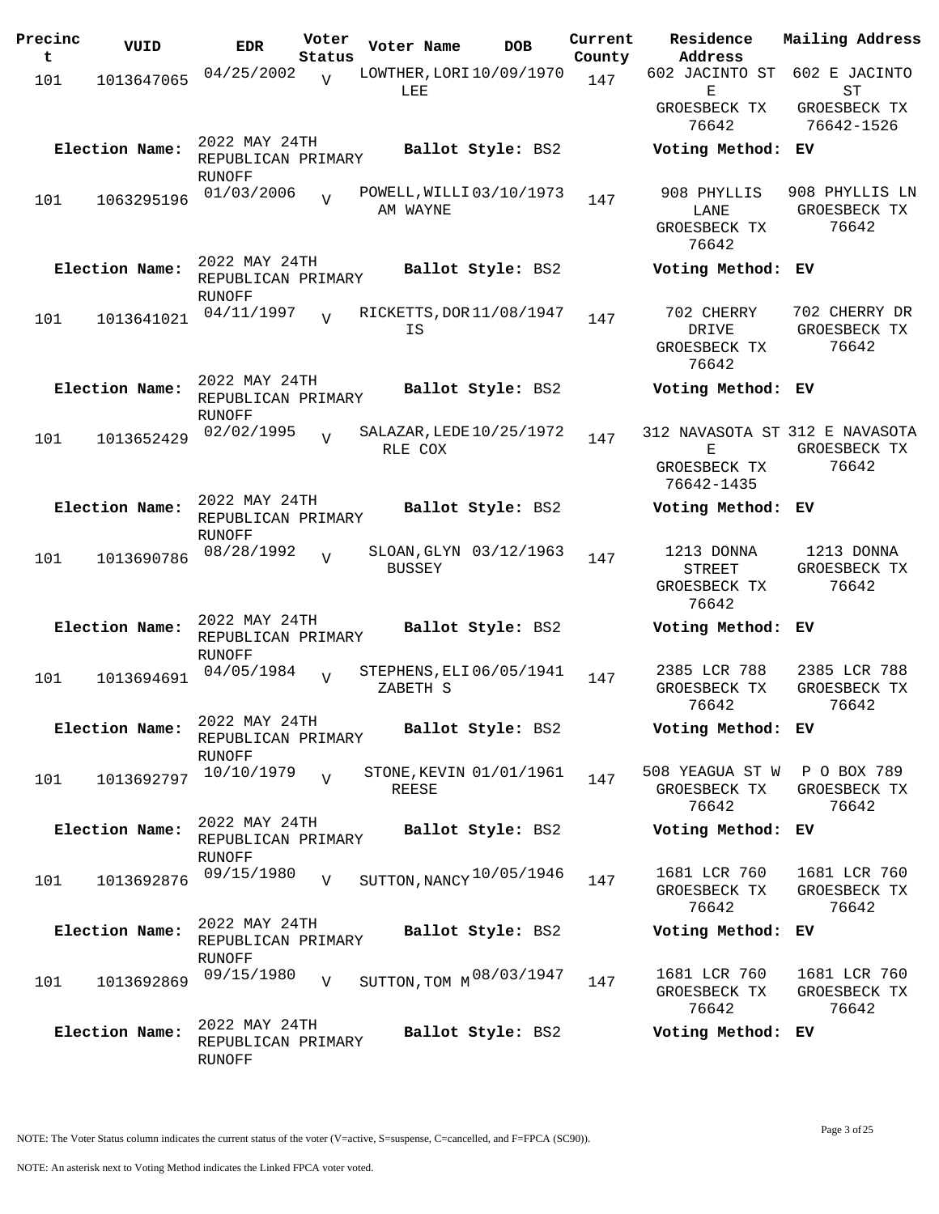| Precinct | VUID | EDR | Voter Status | Voter Name | DOB | Current County | Residence Address | Mailing Address |
|---|---|---|---|---|---|---|---|---|
| 101 | 1013647065 | 04/25/2002 | V | LOWTHER, LORI LEE | 10/09/1970 | 147 | 602 JACINTO ST E GROESBECK TX 76642 | 602 E JACINTO ST GROESBECK TX 76642-1526 |
| **Election Name:** | | 2022 MAY 24TH REPUBLICAN PRIMARY RUNOFF | | **Ballot Style:** BS2 | | | **Voting Method:** | **EV** |
| 101 | 1063295196 | 01/03/2006 | V | POWELL, WILLIAM WAYNE | 03/10/1973 | 147 | 908 PHYLLIS LANE GROESBECK TX 76642 | 908 PHYLLIS LN GROESBECK TX 76642 |
| **Election Name:** | | 2022 MAY 24TH REPUBLICAN PRIMARY RUNOFF | | **Ballot Style:** BS2 | | | **Voting Method:** | **EV** |
| 101 | 1013641021 | 04/11/1997 | V | RICKETTS, DORIS | 11/08/1947 | 147 | 702 CHERRY DRIVE GROESBECK TX 76642 | 702 CHERRY DR GROESBECK TX 76642 |
| **Election Name:** | | 2022 MAY 24TH REPUBLICAN PRIMARY RUNOFF | | **Ballot Style:** BS2 | | | **Voting Method:** | **EV** |
| 101 | 1013652429 | 02/02/1995 | V | SALAZAR, LEDERLE COX | 10/25/1972 | 147 | 312 NAVASOTA ST E GROESBECK TX 76642-1435 | 312 E NAVASOTA GROESBECK TX 76642 |
| **Election Name:** | | 2022 MAY 24TH REPUBLICAN PRIMARY RUNOFF | | **Ballot Style:** BS2 | | | **Voting Method:** | **EV** |
| 101 | 1013690786 | 08/28/1992 | V | SLOAN, GLYN BUSSEY | 03/12/1963 | 147 | 1213 DONNA STREET GROESBECK TX 76642 | 1213 DONNA GROESBECK TX 76642 |
| **Election Name:** | | 2022 MAY 24TH REPUBLICAN PRIMARY RUNOFF | | **Ballot Style:** BS2 | | | **Voting Method:** | **EV** |
| 101 | 1013694691 | 04/05/1984 | V | STEPHENS, ELIZABETH S | 06/05/1941 | 147 | 2385 LCR 788 GROESBECK TX 76642 | 2385 LCR 788 GROESBECK TX 76642 |
| **Election Name:** | | 2022 MAY 24TH REPUBLICAN PRIMARY RUNOFF | | **Ballot Style:** BS2 | | | **Voting Method:** | **EV** |
| 101 | 1013692797 | 10/10/1979 | V | STONE, KEVIN REESE | 01/01/1961 | 147 | 508 YEAGUA ST W GROESBECK TX 76642 | P O BOX 789 GROESBECK TX 76642 |
| **Election Name:** | | 2022 MAY 24TH REPUBLICAN PRIMARY RUNOFF | | **Ballot Style:** BS2 | | | **Voting Method:** | **EV** |
| 101 | 1013692876 | 09/15/1980 | V | SUTTON, NANCY | 10/05/1946 | 147 | 1681 LCR 760 GROESBECK TX 76642 | 1681 LCR 760 GROESBECK TX 76642 |
| **Election Name:** | | 2022 MAY 24TH REPUBLICAN PRIMARY RUNOFF | | **Ballot Style:** BS2 | | | **Voting Method:** | **EV** |
| 101 | 1013692869 | 09/15/1980 | V | SUTTON, TOM M | 08/03/1947 | 147 | 1681 LCR 760 GROESBECK TX 76642 | 1681 LCR 760 GROESBECK TX 76642 |
| **Election Name:** | | 2022 MAY 24TH REPUBLICAN PRIMARY RUNOFF | | **Ballot Style:** BS2 | | | **Voting Method:** | **EV** |

NOTE: The Voter Status column indicates the current status of the voter (V=active, S=suspense, C=cancelled, and F=FPCA (SC90)).

NOTE: An asterisk next to Voting Method indicates the Linked FPCA voter voted.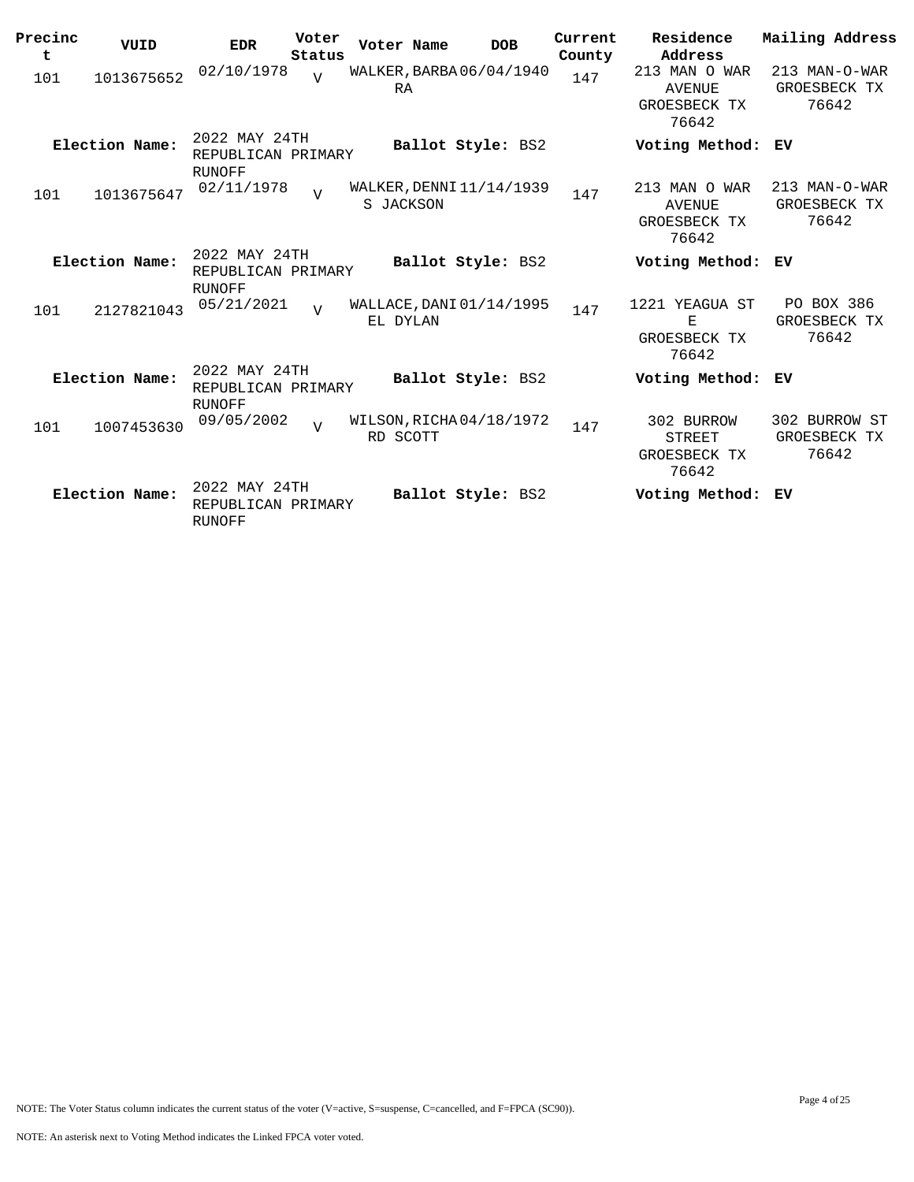| Precinct | VUID | EDR | Voter Status | Voter Name | DOB | Current County | Residence Address | Mailing Address |
|---|---|---|---|---|---|---|---|---|
| 101 | 1013675652 | 02/10/1978 | V | WALKER,BARBARA | 06/04/1940 | 147 | 213 MAN O WAR AVENUE GROESBECK TX 76642 | 213 MAN-O-WAR GROESBECK TX 76642 |
| **Election Name:** | | 2022 MAY 24TH REPUBLICAN PRIMARY RUNOFF | | **Ballot Style:** BS2 | | | **Voting Method:** | **EV** |
| 101 | 1013675647 | 02/11/1978 | V | WALKER,DENNIS JACKSON | 11/14/1939 | 147 | 213 MAN O WAR AVENUE GROESBECK TX 76642 | 213 MAN-O-WAR GROESBECK TX 76642 |
| **Election Name:** | | 2022 MAY 24TH REPUBLICAN PRIMARY RUNOFF | | **Ballot Style:** BS2 | | | **Voting Method:** | **EV** |
| 101 | 2127821043 | 05/21/2021 | V | WALLACE,DANIEL DYLAN | 01/14/1995 | 147 | 1221 YEAGUA ST E GROESBECK TX 76642 | PO BOX 386 GROESBECK TX 76642 |
| **Election Name:** | | 2022 MAY 24TH REPUBLICAN PRIMARY RUNOFF | | **Ballot Style:** BS2 | | | **Voting Method:** | **EV** |
| 101 | 1007453630 | 09/05/2002 | V | WILSON,RICHARD SCOTT | 04/18/1972 | 147 | 302 BURROW STREET GROESBECK TX 76642 | 302 BURROW ST GROESBECK TX 76642 |
| **Election Name:** | | 2022 MAY 24TH REPUBLICAN PRIMARY RUNOFF | | **Ballot Style:** BS2 | | | **Voting Method:** | **EV** |

NOTE: The Voter Status column indicates the current status of the voter (V=active, S=suspense, C=cancelled, and F=FPCA (SC90)).

NOTE: An asterisk next to Voting Method indicates the Linked FPCA voter voted.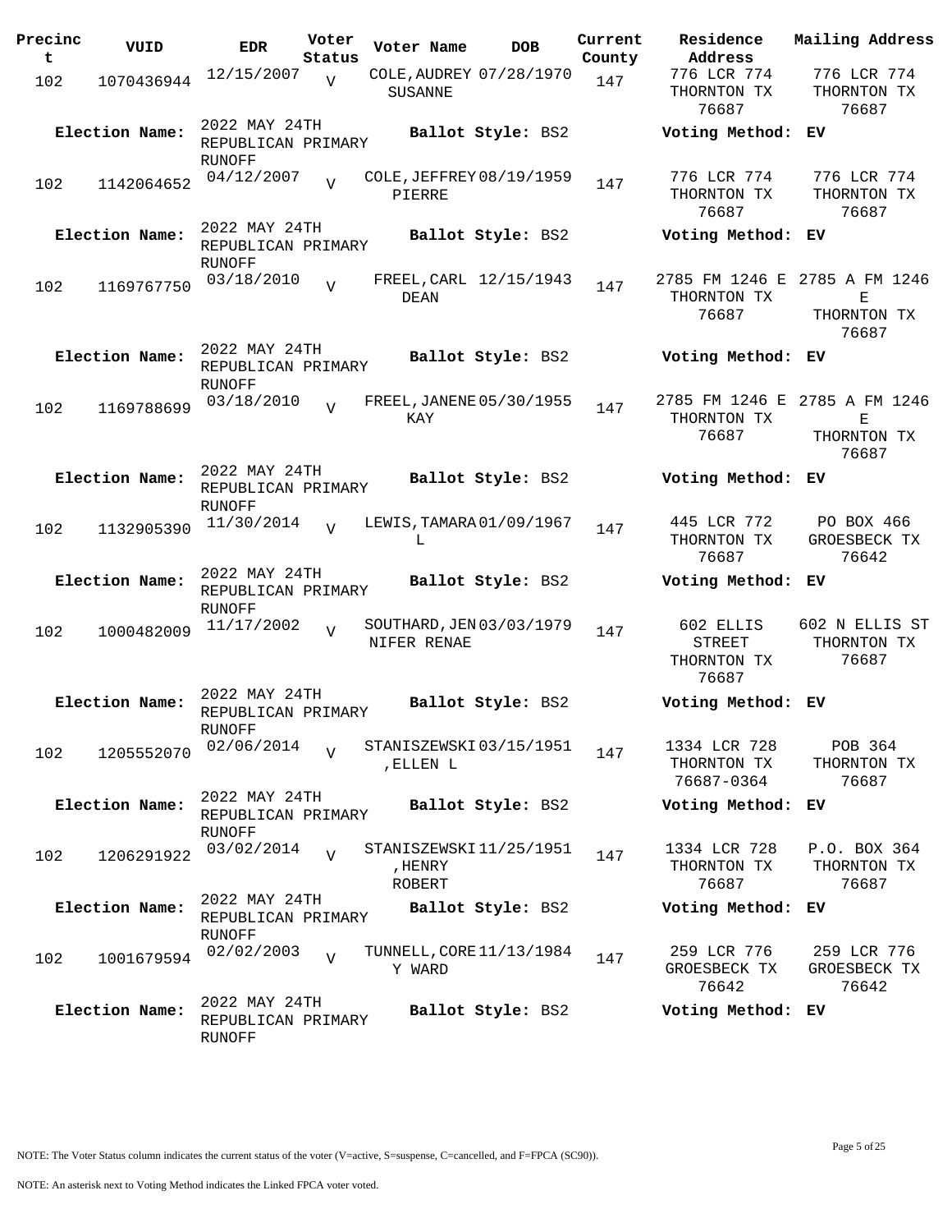| Precinct | VUID | EDR | Voter Status | Voter Name | DOB | Current County | Residence Address | Mailing Address |
|---|---|---|---|---|---|---|---|---|
| 102 | 1070436944 | 12/15/2007 | V | COLE, AUDREY SUSANNE | 07/28/1970 | 147 | 776 LCR 774 THORNTON TX 76687 | 776 LCR 774 THORNTON TX 76687 |
| **Election Name:** | | 2022 MAY 24TH REPUBLICAN PRIMARY RUNOFF | | **Ballot Style:** BS2 | | | **Voting Method:** | **EV** |
| 102 | 1142064652 | 04/12/2007 | V | COLE, JEFFREY PIERRE | 08/19/1959 | 147 | 776 LCR 774 THORNTON TX 76687 | 776 LCR 774 THORNTON TX 76687 |
| **Election Name:** | | 2022 MAY 24TH REPUBLICAN PRIMARY RUNOFF | | **Ballot Style:** BS2 | | | **Voting Method:** | **EV** |
| 102 | 1169767750 | 03/18/2010 | V | FREEL, CARL DEAN | 12/15/1943 | 147 | 2785 FM 1246 E THORNTON TX 76687 | 2785 A FM 1246 E THORNTON TX 76687 |
| **Election Name:** | | 2022 MAY 24TH REPUBLICAN PRIMARY RUNOFF | | **Ballot Style:** BS2 | | | **Voting Method:** | **EV** |
| 102 | 1169788699 | 03/18/2010 | V | FREEL, JANENE KAY | 05/30/1955 | 147 | 2785 FM 1246 E THORNTON TX 76687 | 2785 A FM 1246 E THORNTON TX 76687 |
| **Election Name:** | | 2022 MAY 24TH REPUBLICAN PRIMARY RUNOFF | | **Ballot Style:** BS2 | | | **Voting Method:** | **EV** |
| 102 | 1132905390 | 11/30/2014 | V | LEWIS, TAMARA L | 01/09/1967 | 147 | 445 LCR 772 THORNTON TX 76687 | PO BOX 466 GROESBECK TX 76642 |
| **Election Name:** | | 2022 MAY 24TH REPUBLICAN PRIMARY RUNOFF | | **Ballot Style:** BS2 | | | **Voting Method:** | **EV** |
| 102 | 1000482009 | 11/17/2002 | V | SOUTHARD, JENNIFER RENAE | 03/03/1979 | 147 | 602 ELLIS STREET THORNTON TX 76687 | 602 N ELLIS ST THORNTON TX 76687 |
| **Election Name:** | | 2022 MAY 24TH REPUBLICAN PRIMARY RUNOFF | | **Ballot Style:** BS2 | | | **Voting Method:** | **EV** |
| 102 | 1205552070 | 02/06/2014 | V | STANISZEWSKI, ELLEN L | 03/15/1951 | 147 | 1334 LCR 728 THORNTON TX 76687-0364 | POB 364 THORNTON TX 76687 |
| **Election Name:** | | 2022 MAY 24TH REPUBLICAN PRIMARY RUNOFF | | **Ballot Style:** BS2 | | | **Voting Method:** | **EV** |
| 102 | 1206291922 | 03/02/2014 | V | STANISZEWSKI, HENRY ROBERT | 11/25/1951 | 147 | 1334 LCR 728 THORNTON TX 76687 | P.O. BOX 364 THORNTON TX 76687 |
| **Election Name:** | | 2022 MAY 24TH REPUBLICAN PRIMARY RUNOFF | | **Ballot Style:** BS2 | | | **Voting Method:** | **EV** |
| 102 | 1001679594 | 02/02/2003 | V | TUNNELL, COREY WARD | 11/13/1984 | 147 | 259 LCR 776 GROESBECK TX 76642 | 259 LCR 776 GROESBECK TX 76642 |
| **Election Name:** | | 2022 MAY 24TH REPUBLICAN PRIMARY RUNOFF | | **Ballot Style:** BS2 | | | **Voting Method:** | **EV** |

NOTE: The Voter Status column indicates the current status of the voter (V=active, S=suspense, C=cancelled, and F=FPCA (SC90)).

NOTE: An asterisk next to Voting Method indicates the Linked FPCA voter voted.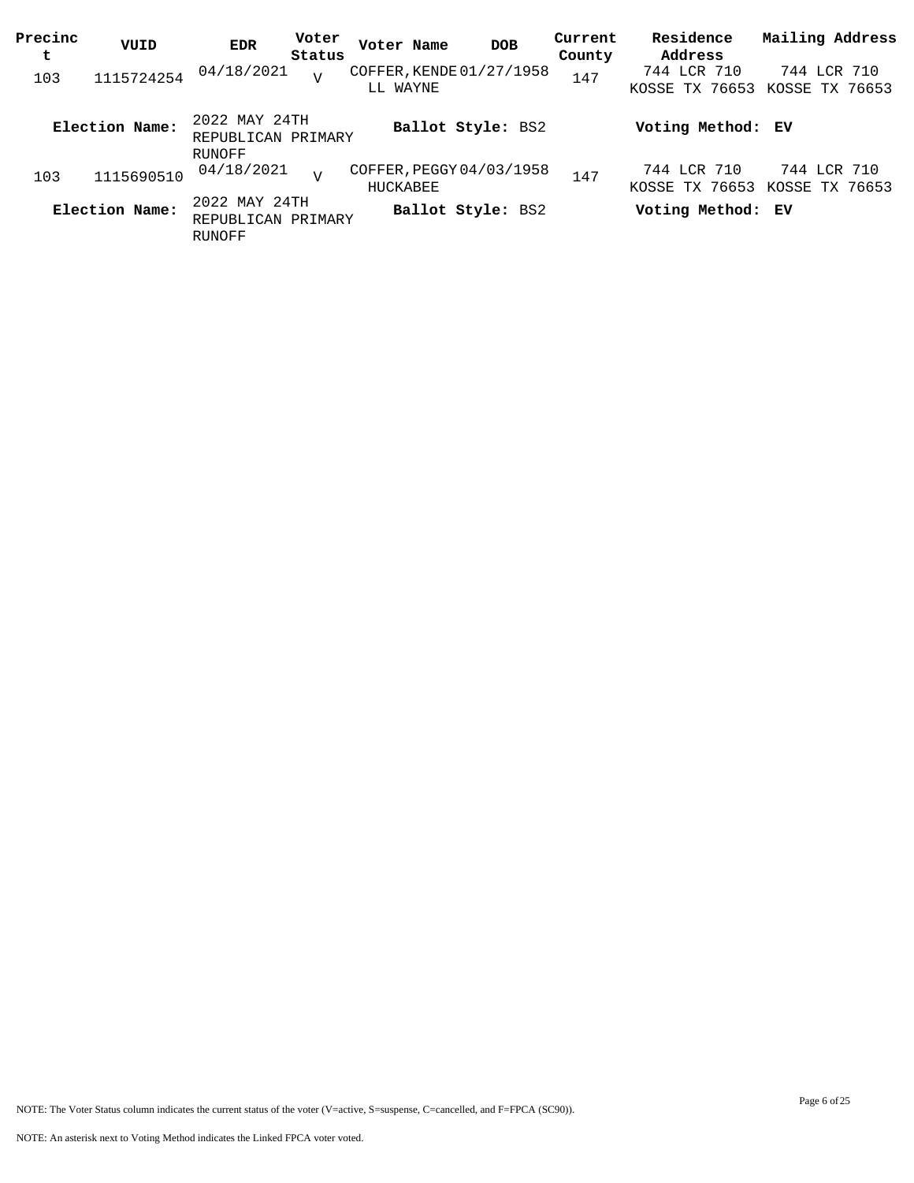| Precinct | VUID | EDR | Voter Status | Voter Name | DOB | Current County | Residence Address | Mailing Address |
|---|---|---|---|---|---|---|---|---|
| 103 | 1115724254 | 04/18/2021 | V | COFFER, KENDELL WAYNE | 01/27/1958 | 147 | 744 LCR 710 KOSSE TX 76653 | 744 LCR 710 KOSSE TX 76653 |
| **Election Name:** | 2022 MAY 24TH REPUBLICAN PRIMARY RUNOFF | | | **Ballot Style:** BS2 | | | **Voting Method:** EV | |
| 103 | 1115690510 | 04/18/2021 | V | COFFER, PEGGY HUCKABEE | 04/03/1958 | 147 | 744 LCR 710 KOSSE TX 76653 | 744 LCR 710 KOSSE TX 76653 |
| **Election Name:** | 2022 MAY 24TH REPUBLICAN PRIMARY RUNOFF | | | **Ballot Style:** BS2 | | | **Voting Method:** EV | |

NOTE: The Voter Status column indicates the current status of the voter (V=active, S=suspense, C=cancelled, and F=FPCA (SC90)).

NOTE: An asterisk next to Voting Method indicates the Linked FPCA voter voted.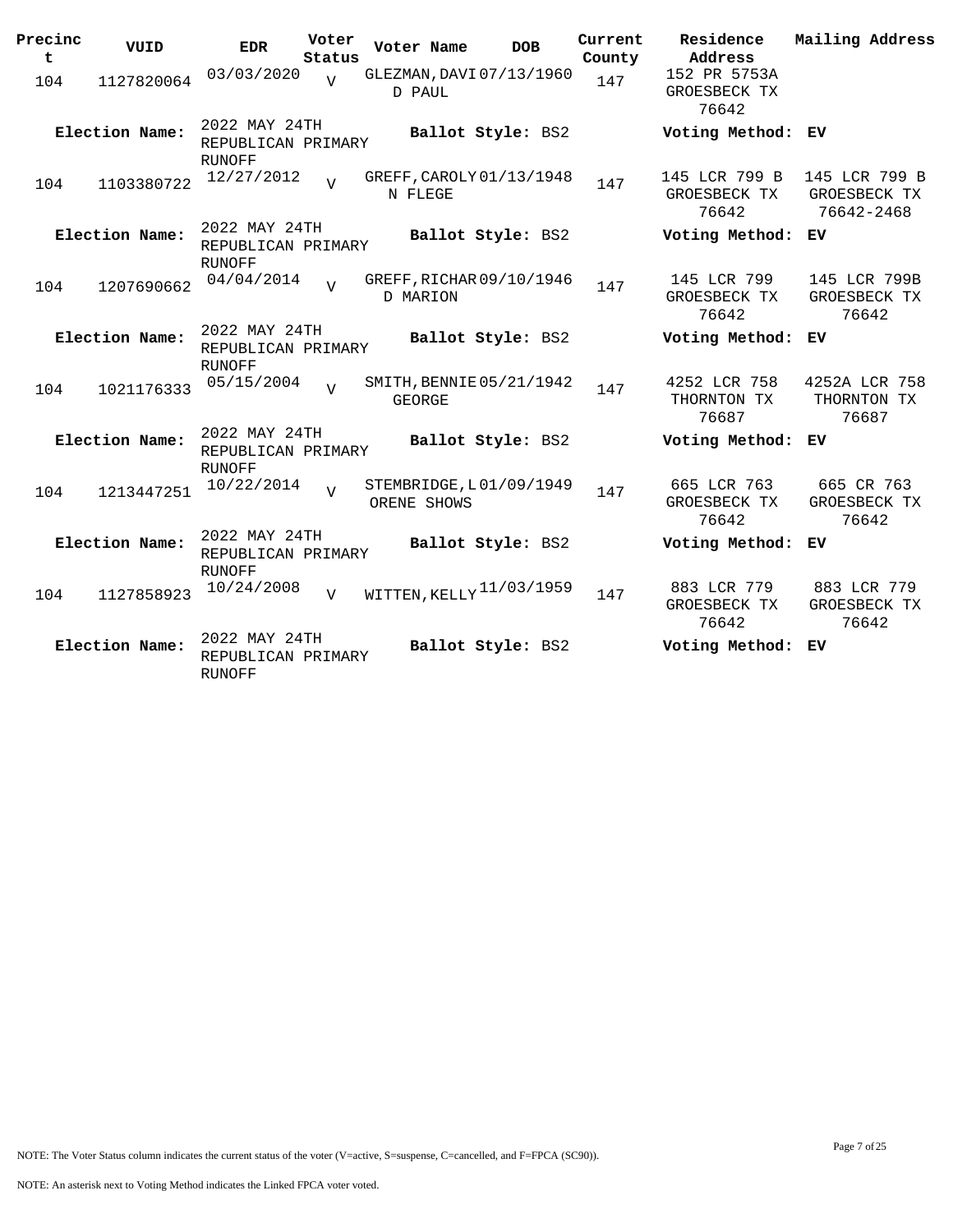| Precinct | VUID | EDR | Voter Status | Voter Name | DOB | Current County | Residence Address | Mailing Address |
|---|---|---|---|---|---|---|---|---|
| 104 | 1127820064 | 03/03/2020 | V | GLEZMAN, DAVID PAUL | 07/13/1960 | 147 | 152 PR 5753A GROESBECK TX 76642 | |
| **Election Name:** | | 2022 MAY 24TH REPUBLICAN PRIMARY RUNOFF | | **Ballot Style:** BS2 | | | **Voting Method:** EV | |
| 104 | 1103380722 | 12/27/2012 | V | GREFF, CAROLYN FLEGE | 01/13/1948 | 147 | 145 LCR 799 B GROESBECK TX 76642 | 145 LCR 799 B GROESBECK TX 76642-2468 |
| **Election Name:** | | 2022 MAY 24TH REPUBLICAN PRIMARY RUNOFF | | **Ballot Style:** BS2 | | | **Voting Method:** EV | |
| 104 | 1207690662 | 04/04/2014 | V | GREFF, RICHARD MARION | 09/10/1946 | 147 | 145 LCR 799 GROESBECK TX 76642 | 145 LCR 799B GROESBECK TX 76642 |
| **Election Name:** | | 2022 MAY 24TH REPUBLICAN PRIMARY RUNOFF | | **Ballot Style:** BS2 | | | **Voting Method:** EV | |
| 104 | 1021176333 | 05/15/2004 | V | SMITH, BENNIE GEORGE | 05/21/1942 | 147 | 4252 LCR 758 THORNTON TX 76687 | 4252A LCR 758 THORNTON TX 76687 |
| **Election Name:** | | 2022 MAY 24TH REPUBLICAN PRIMARY RUNOFF | | **Ballot Style:** BS2 | | | **Voting Method:** EV | |
| 104 | 1213447251 | 10/22/2014 | V | STEMBRIDGE, LORENE SHOWS | 01/09/1949 | 147 | 665 LCR 763 GROESBECK TX 76642 | 665 CR 763 GROESBECK TX 76642 |
| **Election Name:** | | 2022 MAY 24TH REPUBLICAN PRIMARY RUNOFF | | **Ballot Style:** BS2 | | | **Voting Method:** EV | |
| 104 | 1127858923 | 10/24/2008 | V | WITTEN, KELLY | 11/03/1959 | 147 | 883 LCR 779 GROESBECK TX 76642 | 883 LCR 779 GROESBECK TX 76642 |
| **Election Name:** | | 2022 MAY 24TH REPUBLICAN PRIMARY RUNOFF | | **Ballot Style:** BS2 | | | **Voting Method:** EV | |

NOTE: The Voter Status column indicates the current status of the voter (V=active, S=suspense, C=cancelled, and F=FPCA (SC90)).

NOTE: An asterisk next to Voting Method indicates the Linked FPCA voter voted.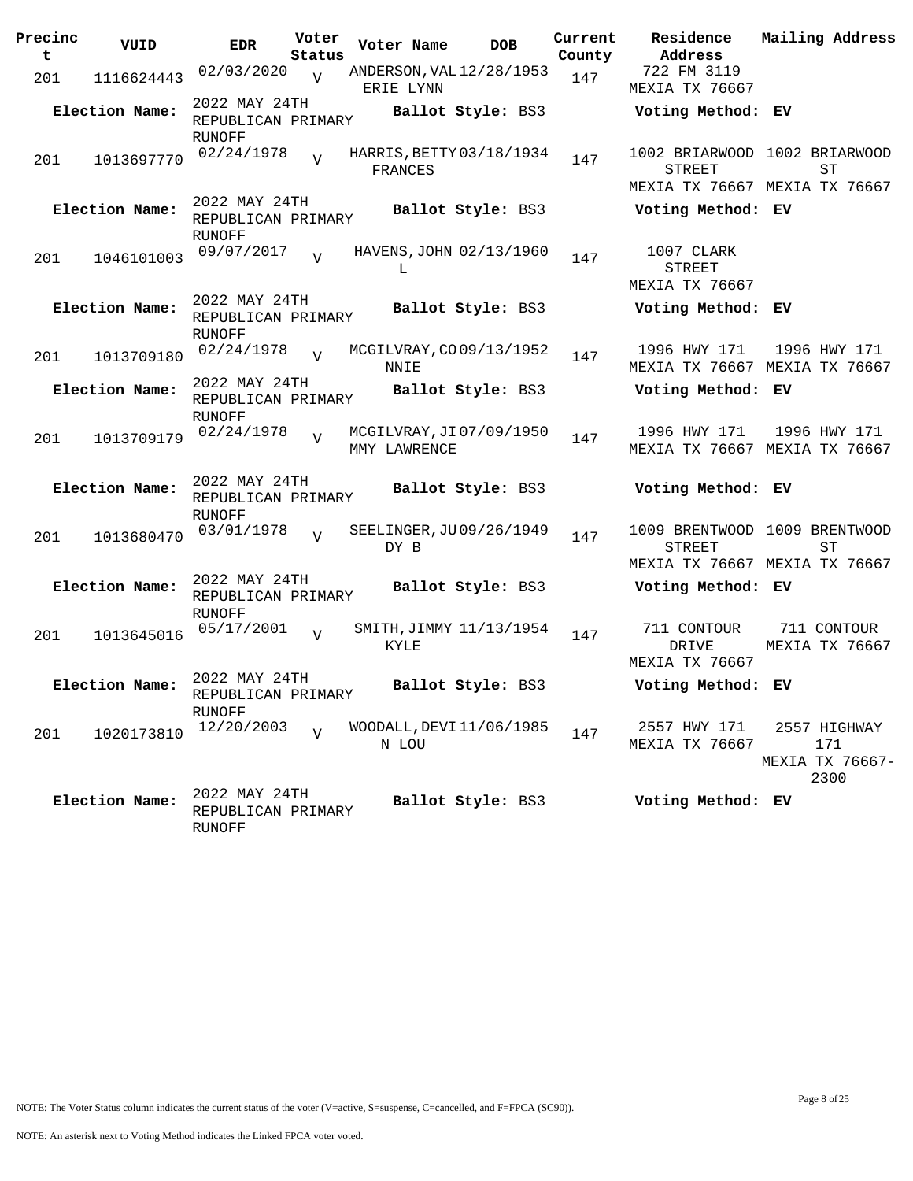| Precinct | VUID | EDR | Voter Status | Voter Name | DOB | Current County | Residence Address | Mailing Address |
|---|---|---|---|---|---|---|---|---|
| 201 | 1116624443 | 02/03/2020 | V | ANDERSON, VALERIE LYNN | 12/28/1953 | 147 | 722 FM 3119 MEXIA TX 76667 | |
| **Election Name:** | 2022 MAY 24TH REPUBLICAN PRIMARY RUNOFF | | | **Ballot Style:** BS3 | | | **Voting Method:** EV | |
| 201 | 1013697770 | 02/24/1978 | V | HARRIS, BETTY FRANCES | 03/18/1934 | 147 | 1002 BRIARWOOD STREET MEXIA TX 76667 | 1002 BRIARWOOD ST MEXIA TX 76667 |
| **Election Name:** | 2022 MAY 24TH REPUBLICAN PRIMARY RUNOFF | | | **Ballot Style:** BS3 | | | **Voting Method:** EV | |
| 201 | 1046101003 | 09/07/2017 | V | HAVENS, JOHN L | 02/13/1960 | 147 | 1007 CLARK STREET MEXIA TX 76667 | |
| **Election Name:** | 2022 MAY 24TH REPUBLICAN PRIMARY RUNOFF | | | **Ballot Style:** BS3 | | | **Voting Method:** EV | |
| 201 | 1013709180 | 02/24/1978 | V | MCGILVRAY, CONNIE | 09/13/1952 | 147 | 1996 HWY 171 MEXIA TX 76667 | 1996 HWY 171 MEXIA TX 76667 |
| **Election Name:** | 2022 MAY 24TH REPUBLICAN PRIMARY RUNOFF | | | **Ballot Style:** BS3 | | | **Voting Method:** EV | |
| 201 | 1013709179 | 02/24/1978 | V | MCGILVRAY, JIMMY LAWRENCE | 07/09/1950 | 147 | 1996 HWY 171 MEXIA TX 76667 | 1996 HWY 171 MEXIA TX 76667 |
| **Election Name:** | 2022 MAY 24TH REPUBLICAN PRIMARY RUNOFF | | | **Ballot Style:** BS3 | | | **Voting Method:** EV | |
| 201 | 1013680470 | 03/01/1978 | V | SEELINGER, JUDY B | 09/26/1949 | 147 | 1009 BRENTWOOD STREET MEXIA TX 76667 | 1009 BRENTWOOD ST MEXIA TX 76667 |
| **Election Name:** | 2022 MAY 24TH REPUBLICAN PRIMARY RUNOFF | | | **Ballot Style:** BS3 | | | **Voting Method:** EV | |
| 201 | 1013645016 | 05/17/2001 | V | SMITH, JIMMY KYLE | 11/13/1954 | 147 | 711 CONTOUR DRIVE MEXIA TX 76667 | 711 CONTOUR MEXIA TX 76667 |
| **Election Name:** | 2022 MAY 24TH REPUBLICAN PRIMARY RUNOFF | | | **Ballot Style:** BS3 | | | **Voting Method:** EV | |
| 201 | 1020173810 | 12/20/2003 | V | WOODALL, DEVIN LOU | 11/06/1985 | 147 | 2557 HWY 171 MEXIA TX 76667 | 2557 HIGHWAY 171 MEXIA TX 76667-2300 |
| **Election Name:** | 2022 MAY 24TH REPUBLICAN PRIMARY RUNOFF | | | **Ballot Style:** BS3 | | | **Voting Method:** EV | |

NOTE: The Voter Status column indicates the current status of the voter (V=active, S=suspense, C=cancelled, and F=FPCA (SC90)).

NOTE: An asterisk next to Voting Method indicates the Linked FPCA voter voted.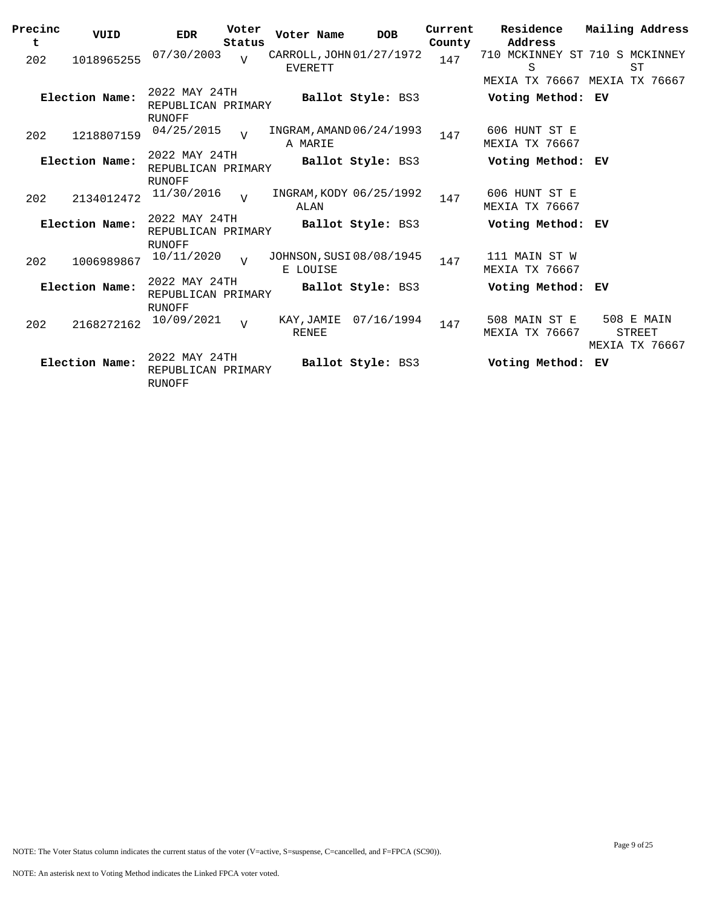| Precinct | VUID | EDR | Voter Status | Voter Name | DOB | Current County | Residence Address | Mailing Address |
|---|---|---|---|---|---|---|---|---|
| 202 | 1018965255 | 07/30/2003 | V | CARROLL, JOHN EVERETT | 01/27/1972 | 147 | 710 MCKINNEY ST S MEXIA TX 76667 | 710 S MCKINNEY ST MEXIA TX 76667 |
| **Election Name:** | | 2022 MAY 24TH REPUBLICAN PRIMARY RUNOFF | | **Ballot Style:** BS3 | | | **Voting Method:** EV | |
| 202 | 1218807159 | 04/25/2015 | V | INGRAM, AMANDA MARIE | 06/24/1993 | 147 | 606 HUNT ST E MEXIA TX 76667 | |
| **Election Name:** | | 2022 MAY 24TH REPUBLICAN PRIMARY RUNOFF | | **Ballot Style:** BS3 | | | **Voting Method:** EV | |
| 202 | 2134012472 | 11/30/2016 | V | INGRAM, KODY ALAN | 06/25/1992 | 147 | 606 HUNT ST E MEXIA TX 76667 | |
| **Election Name:** | | 2022 MAY 24TH REPUBLICAN PRIMARY RUNOFF | | **Ballot Style:** BS3 | | | **Voting Method:** EV | |
| 202 | 1006989867 | 10/11/2020 | V | JOHNSON, SUSIE LOUISE | 08/08/1945 | 147 | 111 MAIN ST W MEXIA TX 76667 | |
| **Election Name:** | | 2022 MAY 24TH REPUBLICAN PRIMARY RUNOFF | | **Ballot Style:** BS3 | | | **Voting Method:** EV | |
| 202 | 2168272162 | 10/09/2021 | V | KAY, JAMIE RENEE | 07/16/1994 | 147 | 508 MAIN ST E MEXIA TX 76667 | 508 E MAIN STREET MEXIA TX 76667 |
| **Election Name:** | | 2022 MAY 24TH REPUBLICAN PRIMARY RUNOFF | | **Ballot Style:** BS3 | | | **Voting Method:** EV | |

NOTE: The Voter Status column indicates the current status of the voter (V=active, S=suspense, C=cancelled, and F=FPCA (SC90)).

NOTE: An asterisk next to Voting Method indicates the Linked FPCA voter voted.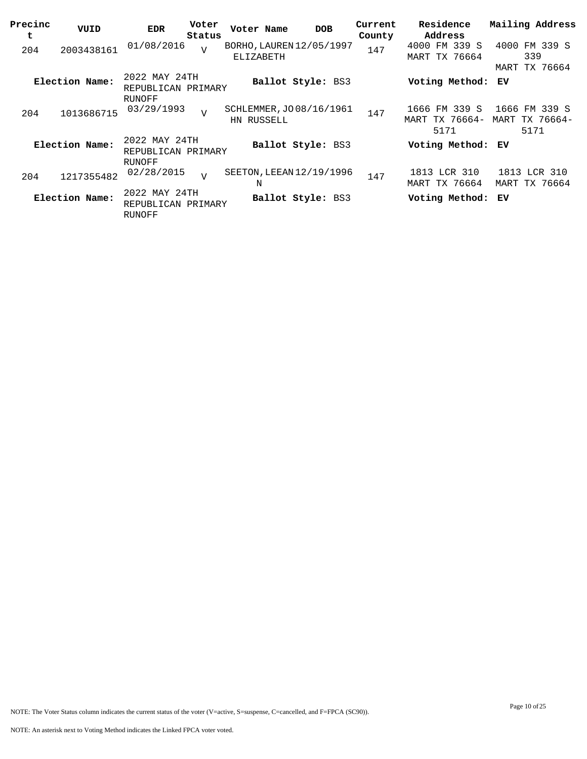| Precinct | VUID | EDR | Voter Status | Voter Name | DOB | Current County | Residence Address | Mailing Address |
|---|---|---|---|---|---|---|---|---|
| 204 | 2003438161 | 01/08/2016 | V | BORHO, LAUREN ELIZABETH | 12/05/1997 | 147 | 4000 FM 339 S MART TX 76664 | 4000 FM 339 S 339 MART TX 76664 |
| **Election Name:** | | 2022 MAY 24TH REPUBLICAN PRIMARY RUNOFF | | **Ballot Style:** BS3 | | | **Voting Method:** EV | |
| 204 | 1013686715 | 03/29/1993 | V | SCHLEMMER, JOHN RUSSELL | 08/16/1961 | 147 | 1666 FM 339 S MART TX 76664-5171 | 1666 FM 339 S MART TX 76664-5171 |
| **Election Name:** | | 2022 MAY 24TH REPUBLICAN PRIMARY RUNOFF | | **Ballot Style:** BS3 | | | **Voting Method:** EV | |
| 204 | 1217355482 | 02/28/2015 | V | SEETON, LEEANN | 12/19/1996 | 147 | 1813 LCR 310 MART TX 76664 | 1813 LCR 310 MART TX 76664 |
| **Election Name:** | | 2022 MAY 24TH REPUBLICAN PRIMARY RUNOFF | | **Ballot Style:** BS3 | | | **Voting Method:** EV | |

NOTE: The Voter Status column indicates the current status of the voter (V=active, S=suspense, C=cancelled, and F=FPCA (SC90)).

NOTE: An asterisk next to Voting Method indicates the Linked FPCA voter voted.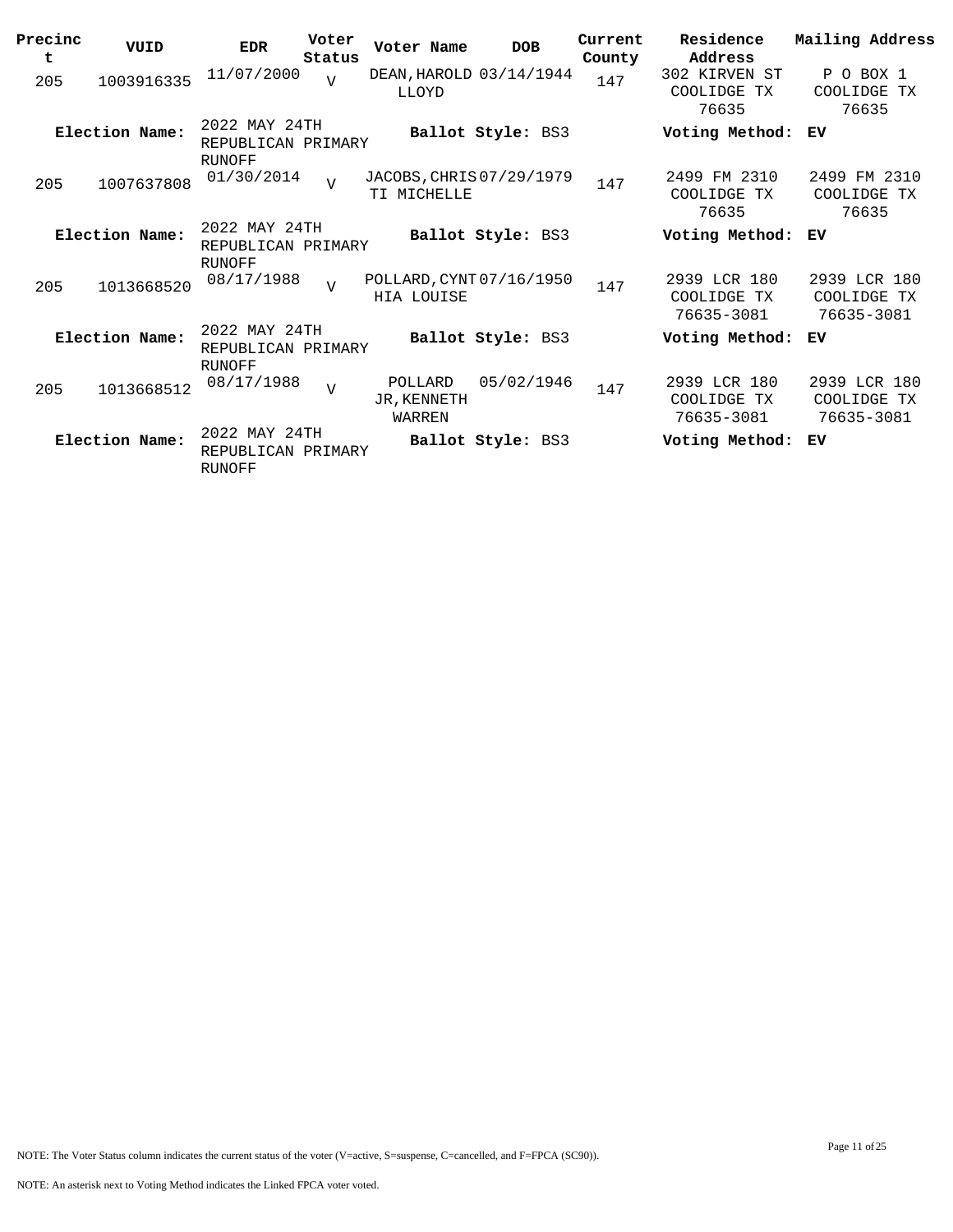| Precinct | VUID | EDR | Voter Status | Voter Name | DOB | Current County | Residence Address | Mailing Address |
|---|---|---|---|---|---|---|---|---|
| 205 | 1003916335 | 11/07/2000 | V | DEAN, HAROLD LLOYD | 03/14/1944 | 147 | 302 KIRVEN ST COOLIDGE TX 76635 | P O BOX 1 COOLIDGE TX 76635 |
| **Election Name:** | 2022 MAY 24TH REPUBLICAN PRIMARY RUNOFF | | | **Ballot Style:** BS3 | | | **Voting Method:** | EV |
| 205 | 1007637808 | 01/30/2014 | V | JACOBS, CHRISTI MICHELLE | 07/29/1979 | 147 | 2499 FM 2310 COOLIDGE TX 76635 | 2499 FM 2310 COOLIDGE TX 76635 |
| **Election Name:** | 2022 MAY 24TH REPUBLICAN PRIMARY RUNOFF | | | **Ballot Style:** BS3 | | | **Voting Method:** | EV |
| 205 | 1013668520 | 08/17/1988 | V | POLLARD, CYNTHIA LOUISE | 07/16/1950 | 147 | 2939 LCR 180 COOLIDGE TX 76635-3081 | 2939 LCR 180 COOLIDGE TX 76635-3081 |
| **Election Name:** | 2022 MAY 24TH REPUBLICAN PRIMARY RUNOFF | | | **Ballot Style:** BS3 | | | **Voting Method:** | EV |
| 205 | 1013668512 | 08/17/1988 | V | POLLARD JR, KENNETH WARREN | 05/02/1946 | 147 | 2939 LCR 180 COOLIDGE TX 76635-3081 | 2939 LCR 180 COOLIDGE TX 76635-3081 |
| **Election Name:** | 2022 MAY 24TH REPUBLICAN PRIMARY RUNOFF | | | **Ballot Style:** BS3 | | | **Voting Method:** | EV |

NOTE: The Voter Status column indicates the current status of the voter (V=active, S=suspense, C=cancelled, and F=FPCA (SC90)).

NOTE: An asterisk next to Voting Method indicates the Linked FPCA voter voted.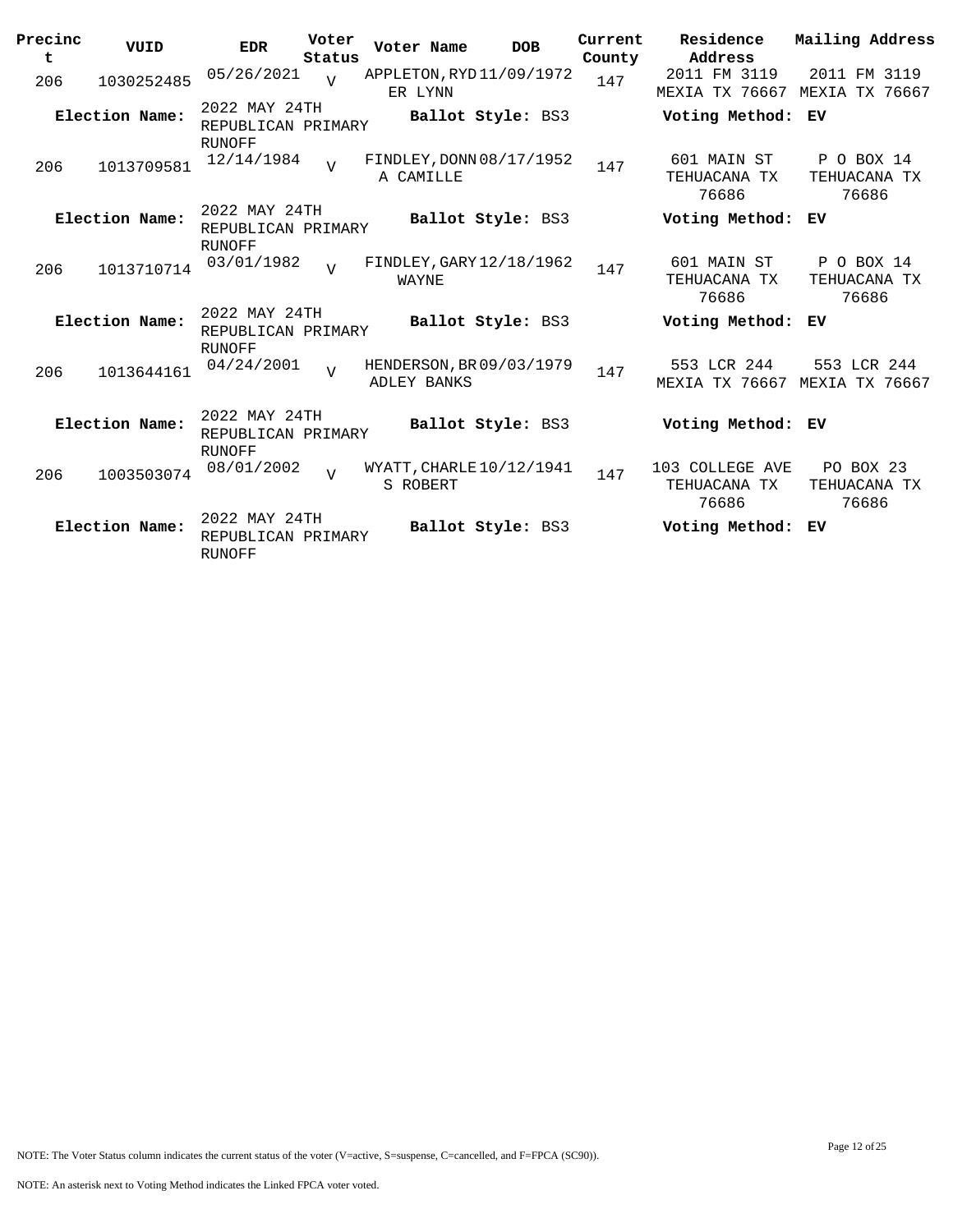| Precinct | VUID | EDR | Voter Status | Voter Name | DOB | Current County | Residence Address | Mailing Address |
|---|---|---|---|---|---|---|---|---|
| 206 | 1030252485 | 05/26/2021 | V | APPLETON,RYDER LYNN | 11/09/1972 | 147 | 2011 FM 3119 MEXIA TX 76667 | 2011 FM 3119 MEXIA TX 76667 |
| **Election Name:** | | 2022 MAY 24TH REPUBLICAN PRIMARY RUNOFF | | **Ballot Style:** BS3 | | | **Voting Method:** | EV |
| 206 | 1013709581 | 12/14/1984 | V | FINDLEY,DONNA CAMILLE | 08/17/1952 | 147 | 601 MAIN ST TEHUACANA TX 76686 | P O BOX 14 TEHUACANA TX 76686 |
| **Election Name:** | | 2022 MAY 24TH REPUBLICAN PRIMARY RUNOFF | | **Ballot Style:** BS3 | | | **Voting Method:** | EV |
| 206 | 1013710714 | 03/01/1982 | V | FINDLEY,GARY WAYNE | 12/18/1962 | 147 | 601 MAIN ST TEHUACANA TX 76686 | P O BOX 14 TEHUACANA TX 76686 |
| **Election Name:** | | 2022 MAY 24TH REPUBLICAN PRIMARY RUNOFF | | **Ballot Style:** BS3 | | | **Voting Method:** | EV |
| 206 | 1013644161 | 04/24/2001 | V | HENDERSON,BRADLEY BANKS | 09/03/1979 | 147 | 553 LCR 244 MEXIA TX 76667 | 553 LCR 244 MEXIA TX 76667 |
| **Election Name:** | | 2022 MAY 24TH REPUBLICAN PRIMARY RUNOFF | | **Ballot Style:** BS3 | | | **Voting Method:** | EV |
| 206 | 1003503074 | 08/01/2002 | V | WYATT,CHARLES ROBERT | 10/12/1941 | 147 | 103 COLLEGE AVE TEHUACANA TX 76686 | PO BOX 23 TEHUACANA TX 76686 |
| **Election Name:** | | 2022 MAY 24TH REPUBLICAN PRIMARY RUNOFF | | **Ballot Style:** BS3 | | | **Voting Method:** | EV |

NOTE: The Voter Status column indicates the current status of the voter (V=active, S=suspense, C=cancelled, and F=FPCA (SC90)).

NOTE: An asterisk next to Voting Method indicates the Linked FPCA voter voted.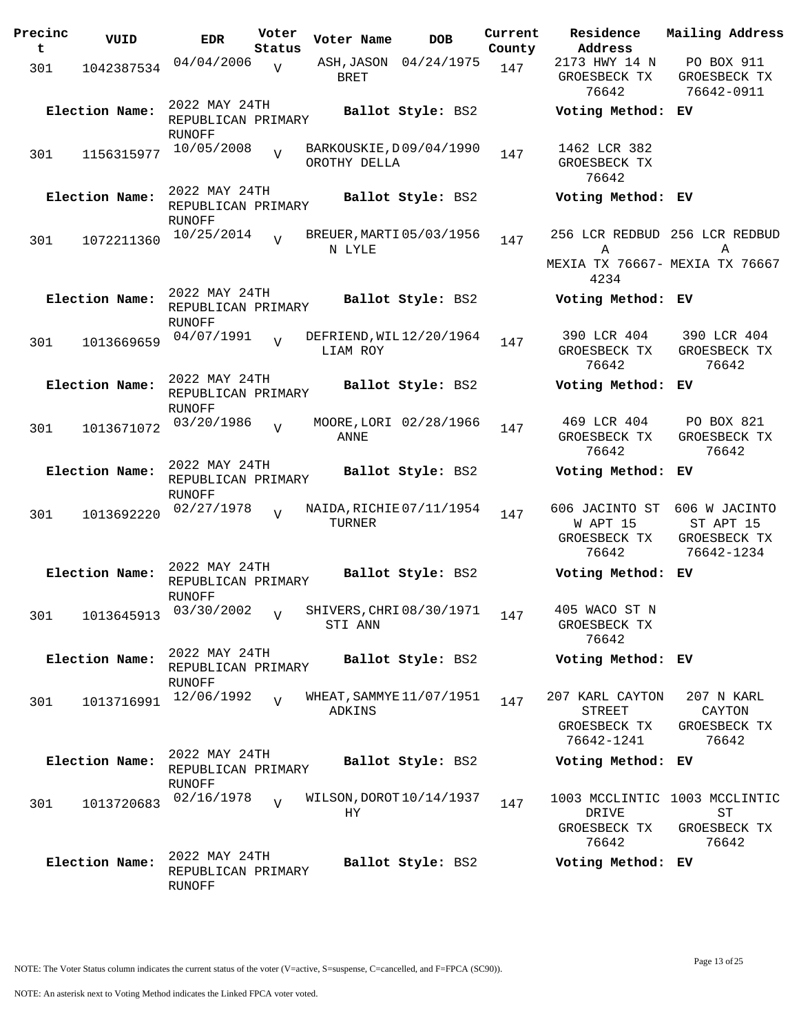| Precinct | VUID | EDR | Voter Status | Voter Name | DOB | Current County | Residence Address | Mailing Address |
|---|---|---|---|---|---|---|---|---|
| 301 | 1042387534 | 04/04/2006 | V | ASH,JASON BRET | 04/24/1975 | 147 | 2173 HWY 14 N GROESBECK TX 76642 | PO BOX 911 GROESBECK TX 76642-0911 |
| **Election Name:** | | 2022 MAY 24TH REPUBLICAN PRIMARY RUNOFF | | **Ballot Style:** BS2 | | | **Voting Method:** EV | |
| 301 | 1156315977 | 10/05/2008 | V | BARKOUSKIE,DOROTHY DELLA | 09/04/1990 | 147 | 1462 LCR 382 GROESBECK TX 76642 | |
| **Election Name:** | | 2022 MAY 24TH REPUBLICAN PRIMARY RUNOFF | | **Ballot Style:** BS2 | | | **Voting Method:** EV | |
| 301 | 1072211360 | 10/25/2014 | V | BREUER,MARTIN LYLE | 05/03/1956 | 147 | 256 LCR REDBUD A MEXIA TX 76667-4234 | 256 LCR REDBUD A MEXIA TX 76667 |
| **Election Name:** | | 2022 MAY 24TH REPUBLICAN PRIMARY RUNOFF | | **Ballot Style:** BS2 | | | **Voting Method:** EV | |
| 301 | 1013669659 | 04/07/1991 | V | DEFRIEND,WILLIAM ROY | 12/20/1964 | 147 | 390 LCR 404 GROESBECK TX 76642 | 390 LCR 404 GROESBECK TX 76642 |
| **Election Name:** | | 2022 MAY 24TH REPUBLICAN PRIMARY RUNOFF | | **Ballot Style:** BS2 | | | **Voting Method:** EV | |
| 301 | 1013671072 | 03/20/1986 | V | MOORE,LORI ANNE | 02/28/1966 | 147 | 469 LCR 404 GROESBECK TX 76642 | PO BOX 821 GROESBECK TX 76642 |
| **Election Name:** | | 2022 MAY 24TH REPUBLICAN PRIMARY RUNOFF | | **Ballot Style:** BS2 | | | **Voting Method:** EV | |
| 301 | 1013692220 | 02/27/1978 | V | NAIDA,RICHIE TURNER | 07/11/1954 | 147 | 606 JACINTO ST W APT 15 GROESBECK TX 76642 | 606 W JACINTO ST APT 15 GROESBECK TX 76642-1234 |
| **Election Name:** | | 2022 MAY 24TH REPUBLICAN PRIMARY RUNOFF | | **Ballot Style:** BS2 | | | **Voting Method:** EV | |
| 301 | 1013645913 | 03/30/2002 | V | SHIVERS,CHRISTI ANN | 08/30/1971 | 147 | 405 WACO ST N GROESBECK TX 76642 | |
| **Election Name:** | | 2022 MAY 24TH REPUBLICAN PRIMARY RUNOFF | | **Ballot Style:** BS2 | | | **Voting Method:** EV | |
| 301 | 1013716991 | 12/06/1992 | V | WHEAT,SAMMYE ADKINS | 11/07/1951 | 147 | 207 KARL CAYTON STREET GROESBECK TX 76642-1241 | 207 N KARL CAYTON GROESBECK TX 76642 |
| **Election Name:** | | 2022 MAY 24TH REPUBLICAN PRIMARY RUNOFF | | **Ballot Style:** BS2 | | | **Voting Method:** EV | |
| 301 | 1013720683 | 02/16/1978 | V | WILSON,DOROTHY | 10/14/1937 | 147 | 1003 MCCLINTIC DRIVE GROESBECK TX 76642 | 1003 MCCLINTIC ST GROESBECK TX 76642 |
| **Election Name:** | | 2022 MAY 24TH REPUBLICAN PRIMARY RUNOFF | | **Ballot Style:** BS2 | | | **Voting Method:** EV | |

NOTE: The Voter Status column indicates the current status of the voter (V=active, S=suspense, C=cancelled, and F=FPCA (SC90)).

NOTE: An asterisk next to Voting Method indicates the Linked FPCA voter voted.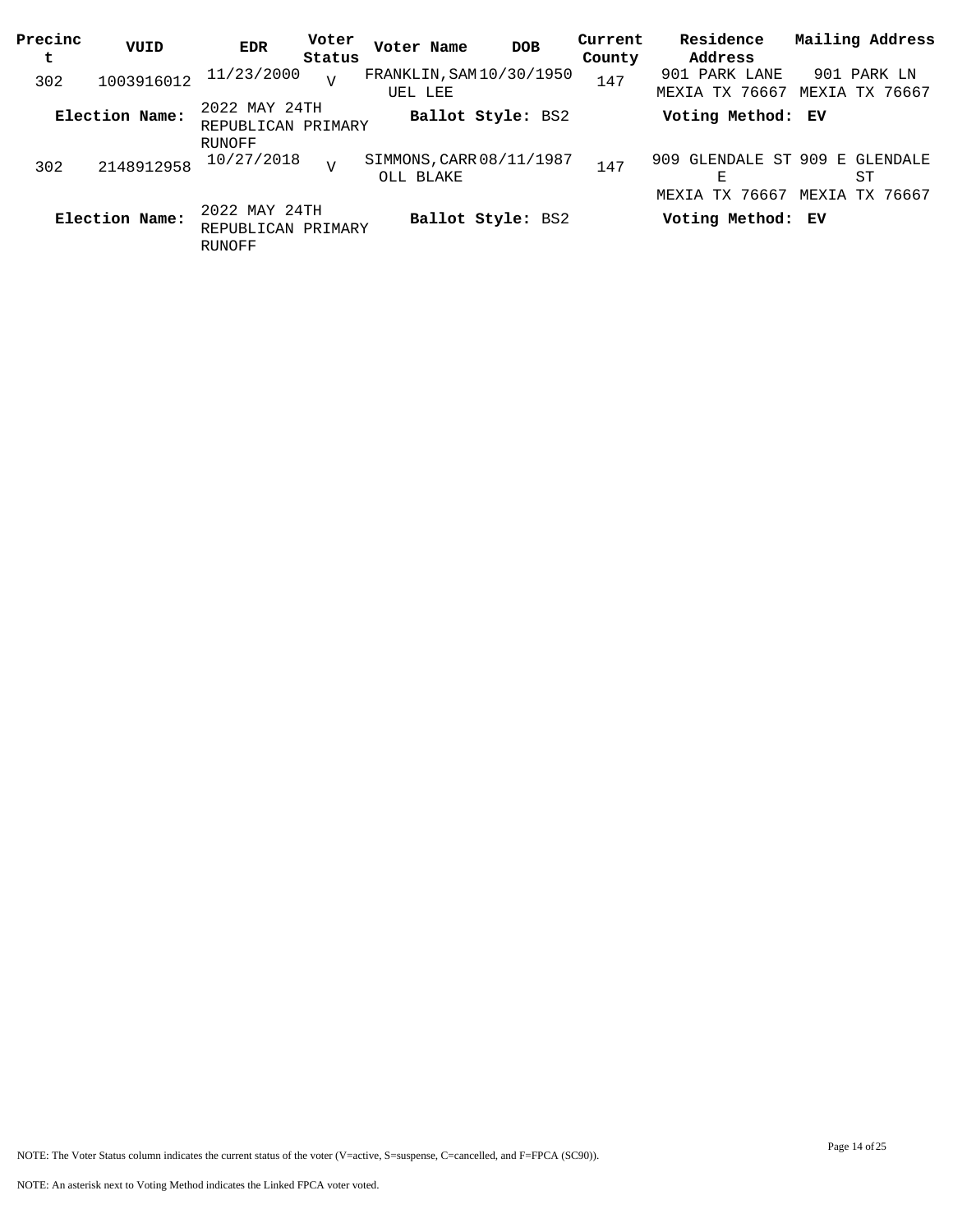| Precinct | VUID | EDR | Voter Status | Voter Name | DOB | Current County | Residence Address | Mailing Address |
|---|---|---|---|---|---|---|---|---|
| 302 | 1003916012 | 11/23/2000 | V | FRANKLIN,SAMUEL LEE | 10/30/1950 | 147 | 901 PARK LANE MEXIA TX 76667 | 901 PARK LN MEXIA TX 76667 |
| **Election Name:** | | 2022 MAY 24TH REPUBLICAN PRIMARY RUNOFF | | **Ballot Style:** BS2 | | | **Voting Method:** EV | |
| 302 | 2148912958 | 10/27/2018 | V | SIMMONS,CARROLL BLAKE | 08/11/1987 | 147 | 909 GLENDALE ST E MEXIA TX 76667 | 909 E GLENDALE ST MEXIA TX 76667 |
| **Election Name:** | | 2022 MAY 24TH REPUBLICAN PRIMARY RUNOFF | | **Ballot Style:** BS2 | | | **Voting Method:** EV | |

NOTE: The Voter Status column indicates the current status of the voter (V=active, S=suspense, C=cancelled, and F=FPCA (SC90)).

NOTE: An asterisk next to Voting Method indicates the Linked FPCA voter voted.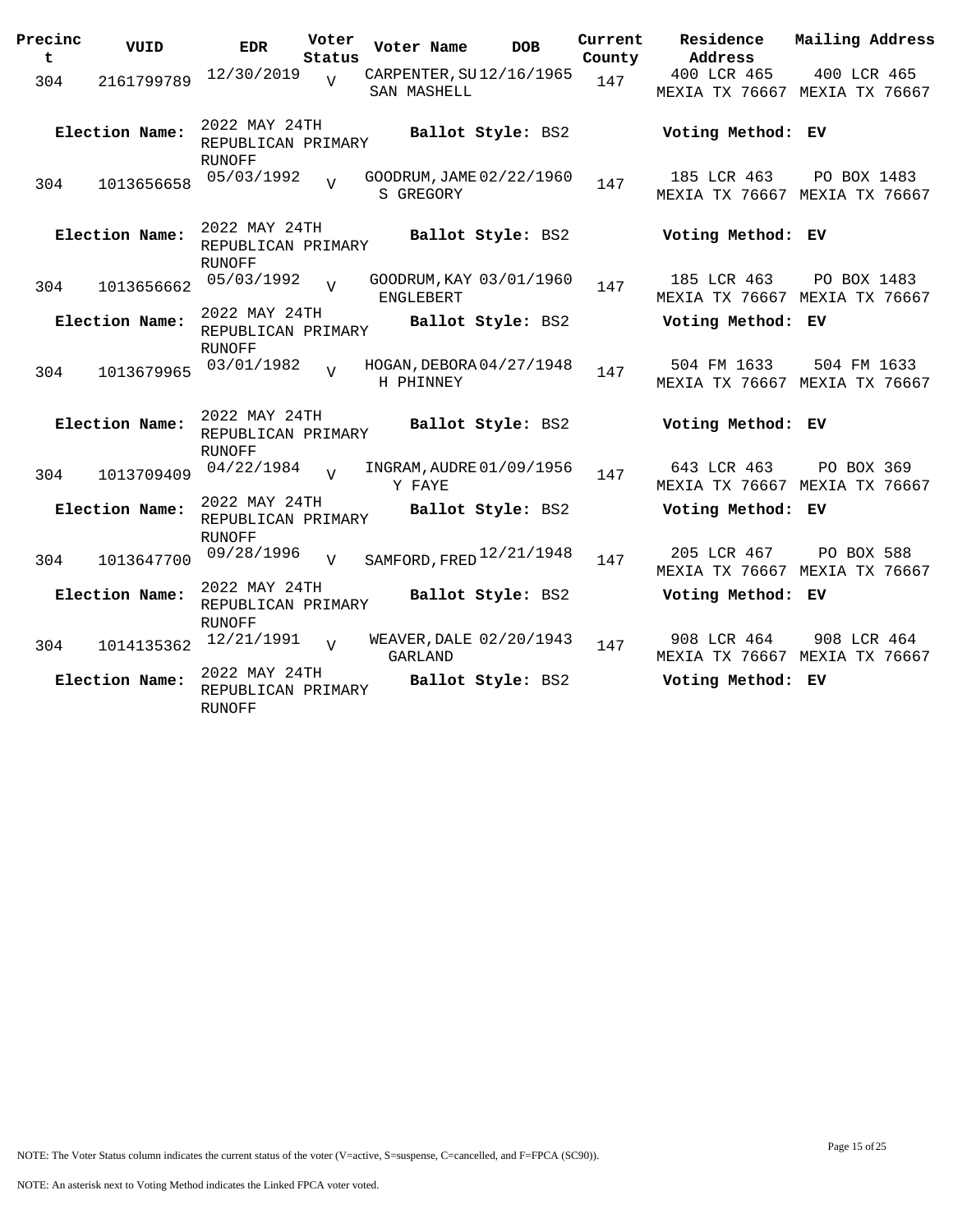| Precinct | VUID | EDR | Voter Status | Voter Name | DOB | Current County | Residence Address | Mailing Address |
|---|---|---|---|---|---|---|---|---|
| 304 | 2161799789 | 12/30/2019 | V | CARPENTER, SUSAN MASHELL | 12/16/1965 | 147 | 400 LCR 465 MEXIA TX 76667 | 400 LCR 465 MEXIA TX 76667 |
| **Election Name:** | | 2022 MAY 24TH REPUBLICAN PRIMARY RUNOFF | | **Ballot Style:** BS2 | | | **Voting Method:** EV | |
| 304 | 1013656658 | 05/03/1992 | V | GOODRUM, JAMES GREGORY | 02/22/1960 | 147 | 185 LCR 463 MEXIA TX 76667 | PO BOX 1483 MEXIA TX 76667 |
| **Election Name:** | | 2022 MAY 24TH REPUBLICAN PRIMARY RUNOFF | | **Ballot Style:** BS2 | | | **Voting Method:** EV | |
| 304 | 1013656662 | 05/03/1992 | V | GOODRUM, KAY ENGLEBERT | 03/01/1960 | 147 | 185 LCR 463 MEXIA TX 76667 | PO BOX 1483 MEXIA TX 76667 |
| **Election Name:** | | 2022 MAY 24TH REPUBLICAN PRIMARY RUNOFF | | **Ballot Style:** BS2 | | | **Voting Method:** EV | |
| 304 | 1013679965 | 03/01/1982 | V | HOGAN, DEBORAH PHINNEY | 04/27/1948 | 147 | 504 FM 1633 MEXIA TX 76667 | 504 FM 1633 MEXIA TX 76667 |
| **Election Name:** | | 2022 MAY 24TH REPUBLICAN PRIMARY RUNOFF | | **Ballot Style:** BS2 | | | **Voting Method:** EV | |
| 304 | 1013709409 | 04/22/1984 | V | INGRAM, AUDREY FAYE | 01/09/1956 | 147 | 643 LCR 463 MEXIA TX 76667 | PO BOX 369 MEXIA TX 76667 |
| **Election Name:** | | 2022 MAY 24TH REPUBLICAN PRIMARY RUNOFF | | **Ballot Style:** BS2 | | | **Voting Method:** EV | |
| 304 | 1013647700 | 09/28/1996 | V | SAMFORD, FRED | 12/21/1948 | 147 | 205 LCR 467 MEXIA TX 76667 | PO BOX 588 MEXIA TX 76667 |
| **Election Name:** | | 2022 MAY 24TH REPUBLICAN PRIMARY RUNOFF | | **Ballot Style:** BS2 | | | **Voting Method:** EV | |
| 304 | 1014135362 | 12/21/1991 | V | WEAVER, DALE GARLAND | 02/20/1943 | 147 | 908 LCR 464 MEXIA TX 76667 | 908 LCR 464 MEXIA TX 76667 |
| **Election Name:** | | 2022 MAY 24TH REPUBLICAN PRIMARY RUNOFF | | **Ballot Style:** BS2 | | | **Voting Method:** EV | |

NOTE: The Voter Status column indicates the current status of the voter (V=active, S=suspense, C=cancelled, and F=FPCA (SC90)).

NOTE: An asterisk next to Voting Method indicates the Linked FPCA voter voted.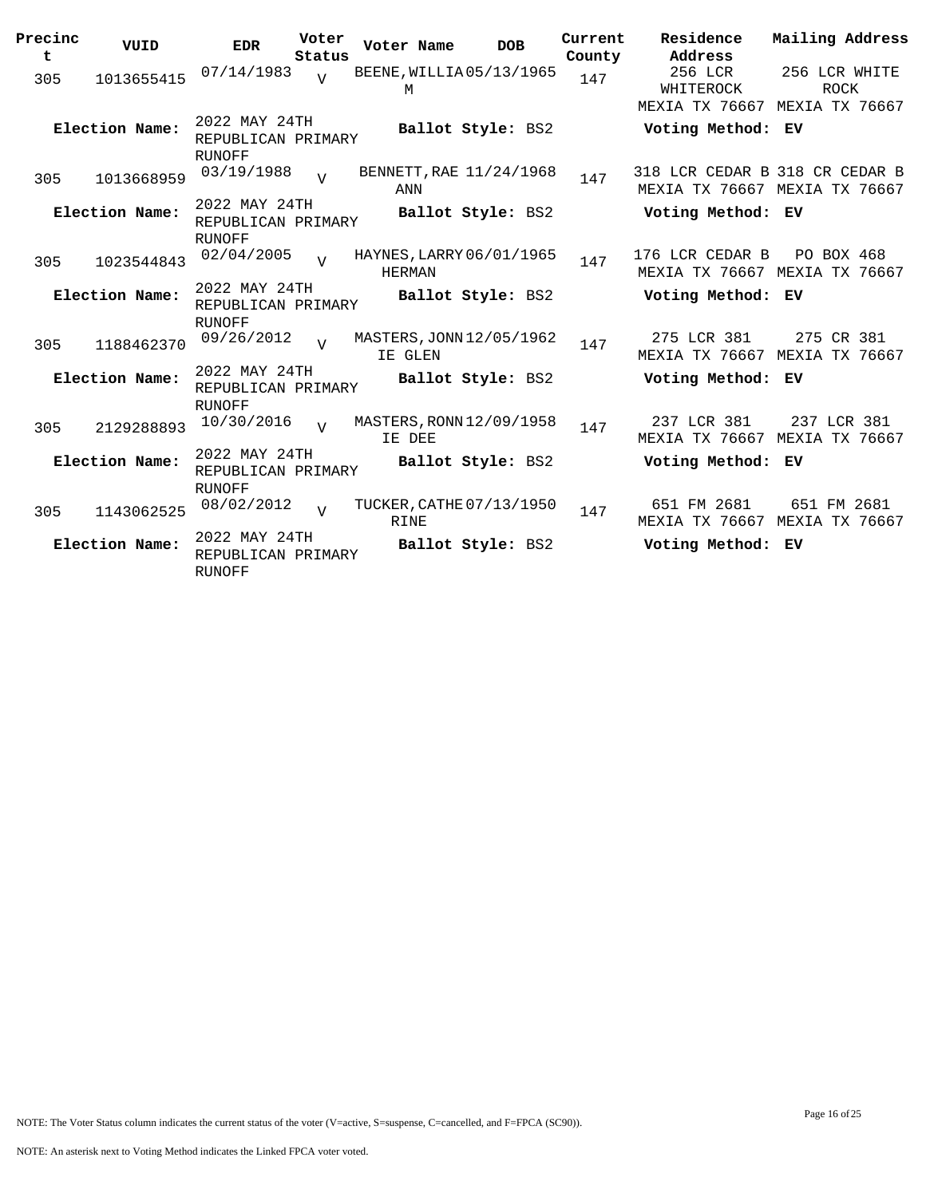| Precinct | VUID | EDR | Voter Status | Voter Name | DOB | Current County | Residence Address | Mailing Address |
|---|---|---|---|---|---|---|---|---|
| 305 | 1013655415 | 07/14/1983 | V | BEENE, WILLIAM | 05/13/1965 | 147 | 256 LCR WHITEROCK MEXIA TX 76667 | 256 LCR WHITE ROCK MEXIA TX 76667 |
| **Election Name:** | | 2022 MAY 24TH REPUBLICAN PRIMARY RUNOFF | | **Ballot Style:** BS2 | | | **Voting Method:** EV | |
| 305 | 1013668959 | 03/19/1988 | V | BENNETT, RAE ANN | 11/24/1968 | 147 | 318 LCR CEDAR B MEXIA TX 76667 | 318 CR CEDAR B MEXIA TX 76667 |
| **Election Name:** | | 2022 MAY 24TH REPUBLICAN PRIMARY RUNOFF | | **Ballot Style:** BS2 | | | **Voting Method:** EV | |
| 305 | 1023544843 | 02/04/2005 | V | HAYNES, LARRY HERMAN | 06/01/1965 | 147 | 176 LCR CEDAR B MEXIA TX 76667 | PO BOX 468 MEXIA TX 76667 |
| **Election Name:** | | 2022 MAY 24TH REPUBLICAN PRIMARY RUNOFF | | **Ballot Style:** BS2 | | | **Voting Method:** EV | |
| 305 | 1188462370 | 09/26/2012 | V | MASTERS, JONNIE GLEN | 12/05/1962 | 147 | 275 LCR 381 MEXIA TX 76667 | 275 CR 381 MEXIA TX 76667 |
| **Election Name:** | | 2022 MAY 24TH REPUBLICAN PRIMARY RUNOFF | | **Ballot Style:** BS2 | | | **Voting Method:** EV | |
| 305 | 2129288893 | 10/30/2016 | V | MASTERS, RONNIE DEE | 12/09/1958 | 147 | 237 LCR 381 MEXIA TX 76667 | 237 LCR 381 MEXIA TX 76667 |
| **Election Name:** | | 2022 MAY 24TH REPUBLICAN PRIMARY RUNOFF | | **Ballot Style:** BS2 | | | **Voting Method:** EV | |
| 305 | 1143062525 | 08/02/2012 | V | TUCKER, CATHERINE | 07/13/1950 | 147 | 651 FM 2681 MEXIA TX 76667 | 651 FM 2681 MEXIA TX 76667 |
| **Election Name:** | | 2022 MAY 24TH REPUBLICAN PRIMARY RUNOFF | | **Ballot Style:** BS2 | | | **Voting Method:** EV | |

NOTE: The Voter Status column indicates the current status of the voter (V=active, S=suspense, C=cancelled, and F=FPCA (SC90)).

NOTE: An asterisk next to Voting Method indicates the Linked FPCA voter voted.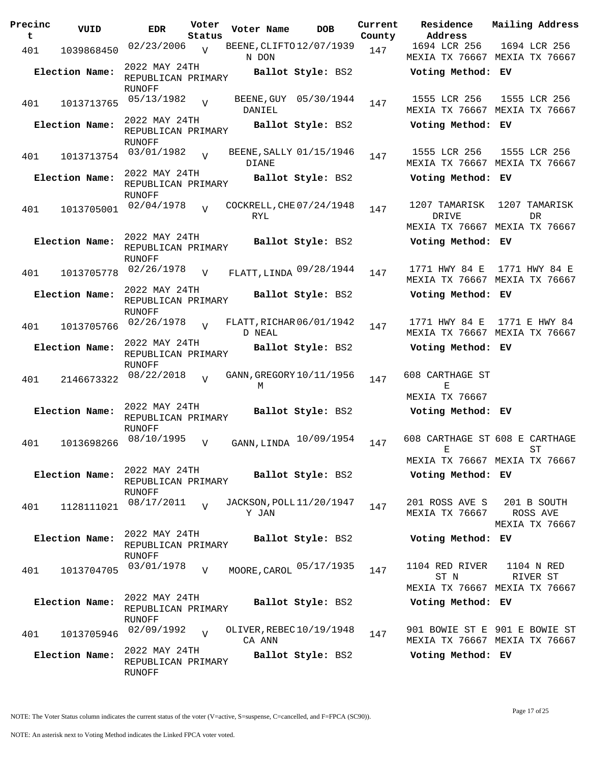| Precinct | VUID | EDR | Voter Status | Voter Name | DOB | Current County | Residence Address | Mailing Address |
|---|---|---|---|---|---|---|---|---|
| 401 | 1039868450 | 02/23/2006 | V | BEENE,CLIFTON DON | 12/07/1939 | 147 | 1694 LCR 256 MEXIA TX 76667 | 1694 LCR 256 MEXIA TX 76667 |
| **Election Name:** | | 2022 MAY 24TH REPUBLICAN PRIMARY RUNOFF | | **Ballot Style:** BS2 | | | **Voting Method:** EV | |
| 401 | 1013713765 | 05/13/1982 | V | BEENE,GUY DANIEL | 05/30/1944 | 147 | 1555 LCR 256 MEXIA TX 76667 | 1555 LCR 256 MEXIA TX 76667 |
| **Election Name:** | | 2022 MAY 24TH REPUBLICAN PRIMARY RUNOFF | | **Ballot Style:** BS2 | | | **Voting Method:** EV | |
| 401 | 1013713754 | 03/01/1982 | V | BEENE,SALLY DIANE | 01/15/1946 | 147 | 1555 LCR 256 MEXIA TX 76667 | 1555 LCR 256 MEXIA TX 76667 |
| **Election Name:** | | 2022 MAY 24TH REPUBLICAN PRIMARY RUNOFF | | **Ballot Style:** BS2 | | | **Voting Method:** EV | |
| 401 | 1013705001 | 02/04/1978 | V | COCKRELL,CHERYL | 07/24/1948 | 147 | 1207 TAMARISK DRIVE MEXIA TX 76667 | 1207 TAMARISK DR MEXIA TX 76667 |
| **Election Name:** | | 2022 MAY 24TH REPUBLICAN PRIMARY RUNOFF | | **Ballot Style:** BS2 | | | **Voting Method:** EV | |
| 401 | 1013705778 | 02/26/1978 | V | FLATT,LINDA | 09/28/1944 | 147 | 1771 HWY 84 E MEXIA TX 76667 | 1771 HWY 84 E MEXIA TX 76667 |
| **Election Name:** | | 2022 MAY 24TH REPUBLICAN PRIMARY RUNOFF | | **Ballot Style:** BS2 | | | **Voting Method:** EV | |
| 401 | 1013705766 | 02/26/1978 | V | FLATT,RICHARD NEAL | 06/01/1942 | 147 | 1771 HWY 84 E MEXIA TX 76667 | 1771 E HWY 84 MEXIA TX 76667 |
| **Election Name:** | | 2022 MAY 24TH REPUBLICAN PRIMARY RUNOFF | | **Ballot Style:** BS2 | | | **Voting Method:** EV | |
| 401 | 2146673322 | 08/22/2018 | V | GANN,GREGORY M | 10/11/1956 | 147 | 608 CARTHAGE ST E MEXIA TX 76667 | |
| **Election Name:** | | 2022 MAY 24TH REPUBLICAN PRIMARY RUNOFF | | **Ballot Style:** BS2 | | | **Voting Method:** EV | |
| 401 | 1013698266 | 08/10/1995 | V | GANN,LINDA | 10/09/1954 | 147 | 608 CARTHAGE ST E MEXIA TX 76667 | 608 E CARTHAGE ST MEXIA TX 76667 |
| **Election Name:** | | 2022 MAY 24TH REPUBLICAN PRIMARY RUNOFF | | **Ballot Style:** BS2 | | | **Voting Method:** EV | |
| 401 | 1128111021 | 08/17/2011 | V | JACKSON,POLLY JAN | 11/20/1947 | 147 | 201 ROSS AVE S MEXIA TX 76667 | 201 B SOUTH ROSS AVE MEXIA TX 76667 |
| **Election Name:** | | 2022 MAY 24TH REPUBLICAN PRIMARY RUNOFF | | **Ballot Style:** BS2 | | | **Voting Method:** EV | |
| 401 | 1013704705 | 03/01/1978 | V | MOORE,CAROL | 05/17/1935 | 147 | 1104 RED RIVER ST N MEXIA TX 76667 | 1104 N RED RIVER ST MEXIA TX 76667 |
| **Election Name:** | | 2022 MAY 24TH REPUBLICAN PRIMARY RUNOFF | | **Ballot Style:** BS2 | | | **Voting Method:** EV | |
| 401 | 1013705946 | 02/09/1992 | V | OLIVER,REBECCA ANN | 10/19/1948 | 147 | 901 BOWIE ST E MEXIA TX 76667 | 901 E BOWIE ST MEXIA TX 76667 |
| **Election Name:** | | 2022 MAY 24TH REPUBLICAN PRIMARY RUNOFF | | **Ballot Style:** BS2 | | | **Voting Method:** EV | |

NOTE: The Voter Status column indicates the current status of the voter (V=active, S=suspense, C=cancelled, and F=FPCA (SC90)).

NOTE: An asterisk next to Voting Method indicates the Linked FPCA voter voted.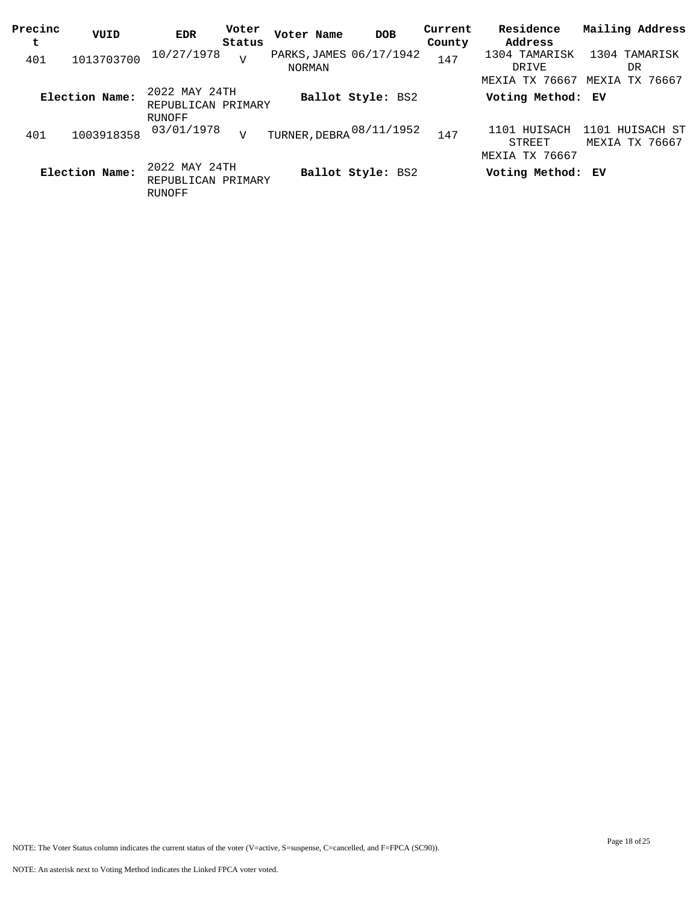| Precinct | VUID | EDR | Voter Status | Voter Name | DOB | Current County | Residence Address | Mailing Address |
|---|---|---|---|---|---|---|---|---|
| 401 | 1013703700 | 10/27/1978 | V | PARKS, JAMES NORMAN | 06/17/1942 | 147 | 1304 TAMARISK DRIVE MEXIA TX 76667 | 1304 TAMARISK DR MEXIA TX 76667 |
| **Election Name:** | | 2022 MAY 24TH REPUBLICAN PRIMARY RUNOFF | | **Ballot Style:** BS2 | | | **Voting Method:** | **EV** |
| 401 | 1003918358 | 03/01/1978 | V | TURNER, DEBRA | 08/11/1952 | 147 | 1101 HUISACH STREET MEXIA TX 76667 | 1101 HUISACH ST MEXIA TX 76667 |
| **Election Name:** | | 2022 MAY 24TH REPUBLICAN PRIMARY RUNOFF | | **Ballot Style:** BS2 | | | **Voting Method:** | **EV** |

NOTE: The Voter Status column indicates the current status of the voter (V=active, S=suspense, C=cancelled, and F=FPCA (SC90)).

NOTE: An asterisk next to Voting Method indicates the Linked FPCA voter voted.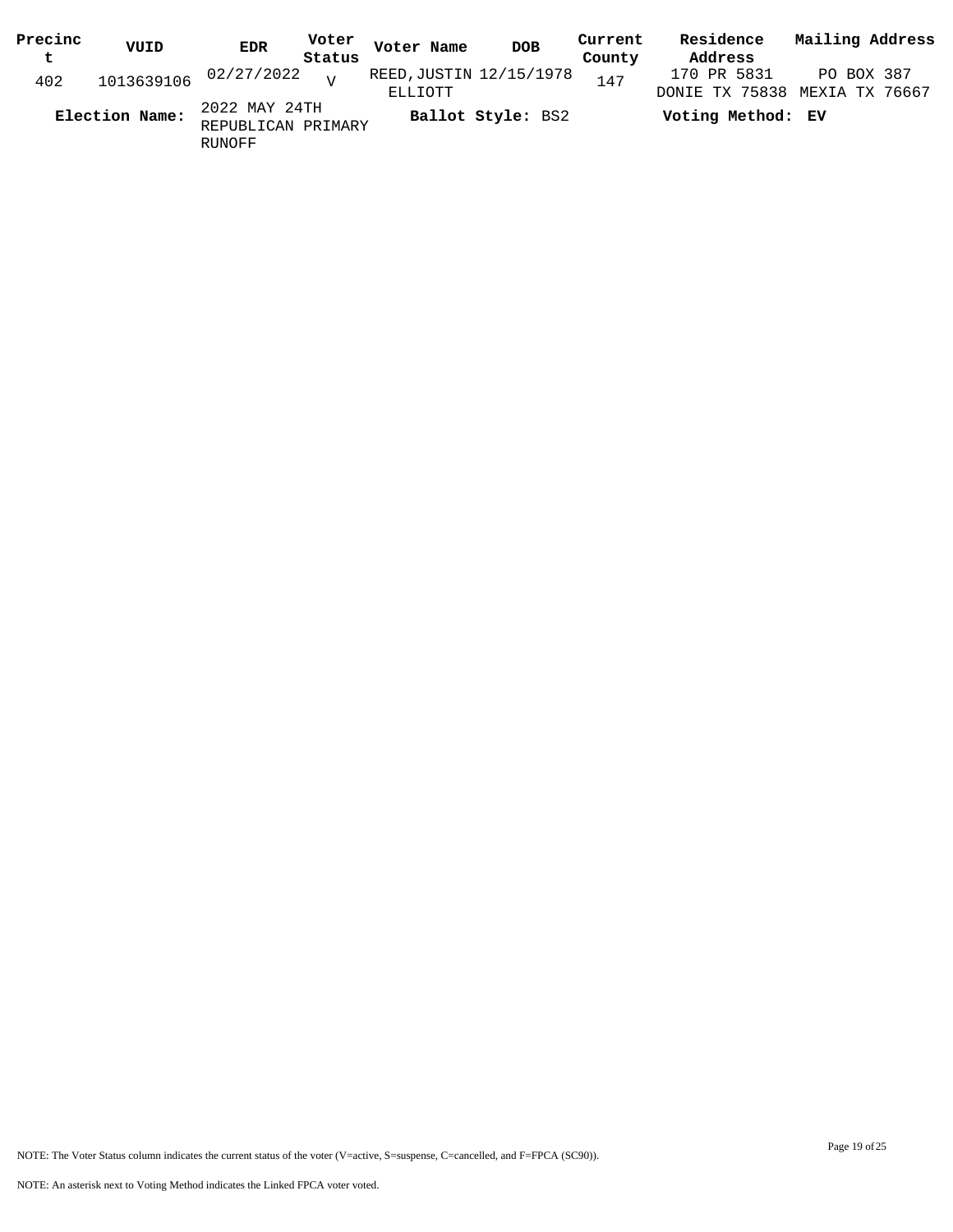| Precinct | VUID | EDR | Voter Status | Voter Name | DOB | Current County | Residence Address | Mailing Address |
|---|---|---|---|---|---|---|---|---|
| 402 | 1013639106 | 02/27/2022 | V | REED,JUSTIN ELLIOTT | 12/15/1978 | 147 | 170 PR 5831 DONIE TX 75838 | PO BOX 387 MEXIA TX 76667 |

**Election Name:** 2022 MAY 24TH REPUBLICAN PRIMARY RUNOFF **Ballot Style:** BS2 **Voting Method:** **EV**

NOTE: The Voter Status column indicates the current status of the voter (V=active, S=suspense, C=cancelled, and F=FPCA (SC90)).

NOTE: An asterisk next to Voting Method indicates the Linked FPCA voter voted.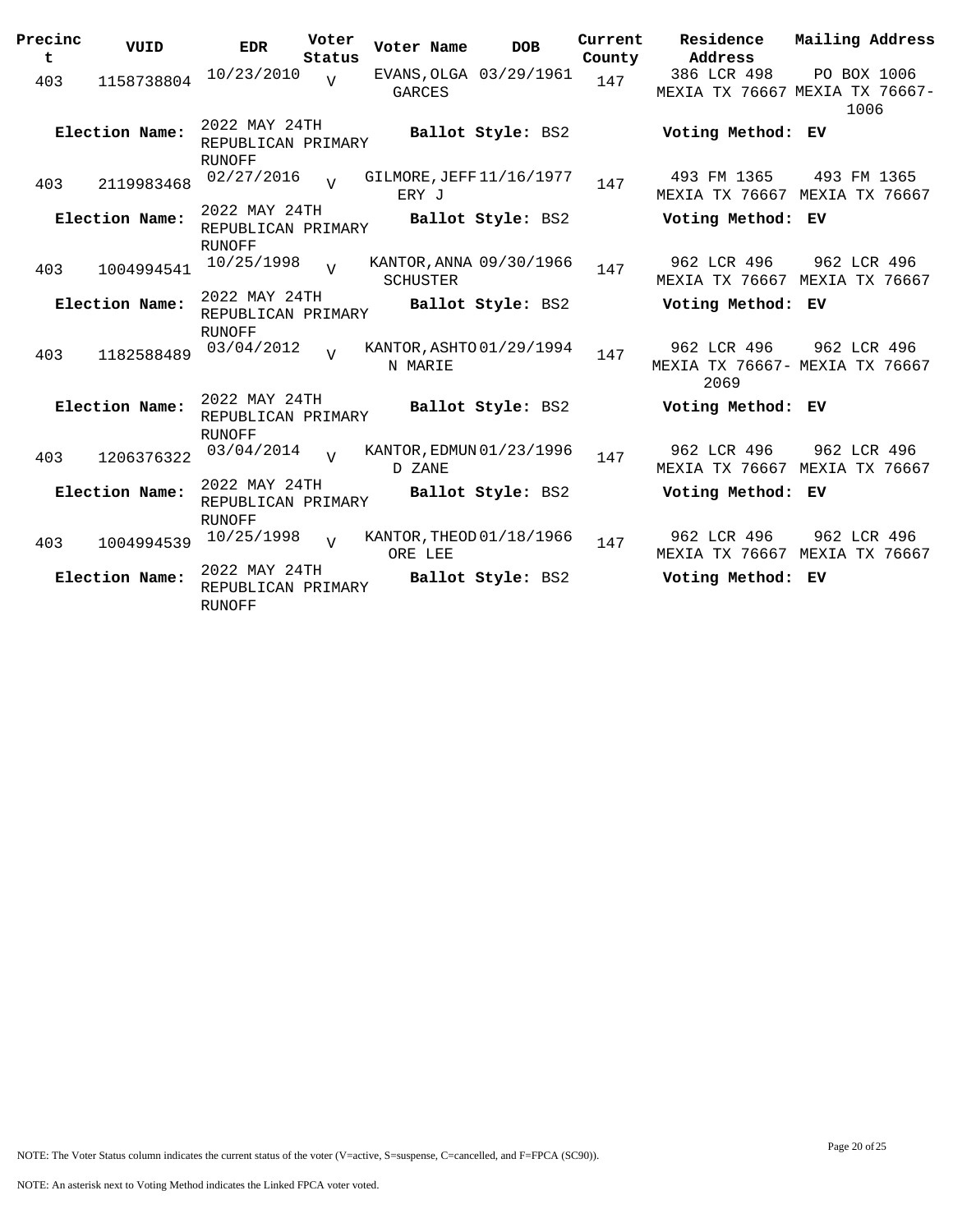| Precinct | VUID | EDR | Voter Status | Voter Name | DOB | Current County | Residence Address | Mailing Address |
|---|---|---|---|---|---|---|---|---|
| 403 | 1158738804 | 10/23/2010 | V | EVANS, OLGA GARCES | 03/29/1961 | 147 | 386 LCR 498 MEXIA TX 76667 | PO BOX 1006 MEXIA TX 76667-1006 |
| **Election Name:** | 2022 MAY 24TH REPUBLICAN PRIMARY RUNOFF | | | **Ballot Style:** BS2 | | | **Voting Method:** EV | |
| 403 | 2119983468 | 02/27/2016 | V | GILMORE, JEFFERY J | 11/16/1977 | 147 | 493 FM 1365 MEXIA TX 76667 | 493 FM 1365 MEXIA TX 76667 |
| **Election Name:** | 2022 MAY 24TH REPUBLICAN PRIMARY RUNOFF | | | **Ballot Style:** BS2 | | | **Voting Method:** EV | |
| 403 | 1004994541 | 10/25/1998 | V | KANTOR, ANNA SCHUSTER | 09/30/1966 | 147 | 962 LCR 496 MEXIA TX 76667 | 962 LCR 496 MEXIA TX 76667 |
| **Election Name:** | 2022 MAY 24TH REPUBLICAN PRIMARY RUNOFF | | | **Ballot Style:** BS2 | | | **Voting Method:** EV | |
| 403 | 1182588489 | 03/04/2012 | V | KANTOR, ASHTON MARIE | 01/29/1994 | 147 | 962 LCR 496 MEXIA TX 76667-2069 | 962 LCR 496 MEXIA TX 76667 |
| **Election Name:** | 2022 MAY 24TH REPUBLICAN PRIMARY RUNOFF | | | **Ballot Style:** BS2 | | | **Voting Method:** EV | |
| 403 | 1206376322 | 03/04/2014 | V | KANTOR, EDMUND ZANE | 01/23/1996 | 147 | 962 LCR 496 MEXIA TX 76667 | 962 LCR 496 MEXIA TX 76667 |
| **Election Name:** | 2022 MAY 24TH REPUBLICAN PRIMARY RUNOFF | | | **Ballot Style:** BS2 | | | **Voting Method:** EV | |
| 403 | 1004994539 | 10/25/1998 | V | KANTOR, THEODORE LEE | 01/18/1966 | 147 | 962 LCR 496 MEXIA TX 76667 | 962 LCR 496 MEXIA TX 76667 |
| **Election Name:** | 2022 MAY 24TH REPUBLICAN PRIMARY RUNOFF | | | **Ballot Style:** BS2 | | | **Voting Method:** EV | |

NOTE: The Voter Status column indicates the current status of the voter (V=active, S=suspense, C=cancelled, and F=FPCA (SC90)).

NOTE: An asterisk next to Voting Method indicates the Linked FPCA voter voted.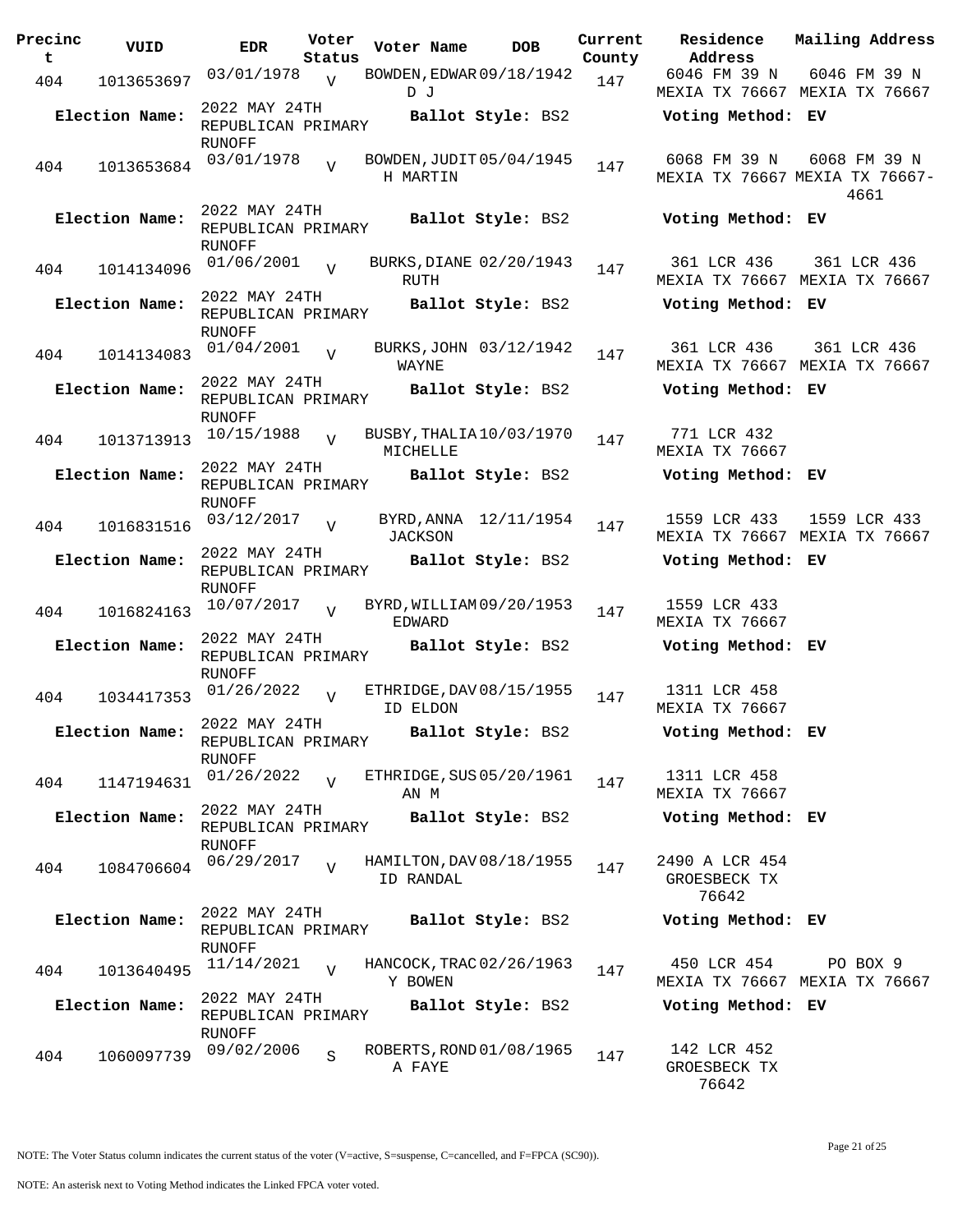| Precinct | VUID | EDR | Voter Status | Voter Name | DOB | Current County | Residence Address | Mailing Address |
|---|---|---|---|---|---|---|---|---|
| 404 | 1013653697 | 03/01/1978 | V | BOWDEN,EDWARD J | 09/18/1942 | 147 | 6046 FM 39 N MEXIA TX 76667 | 6046 FM 39 N MEXIA TX 76667 |
| | Election Name: | 2022 MAY 24TH REPUBLICAN PRIMARY RUNOFF | | Ballot Style: BS2 | | | Voting Method: EV | |
| 404 | 1013653684 | 03/01/1978 | V | BOWDEN,JUDITH MARTIN | 05/04/1945 | 147 | 6068 FM 39 N MEXIA TX 76667 | 6068 FM 39 N MEXIA TX 76667-4661 |
| | Election Name: | 2022 MAY 24TH REPUBLICAN PRIMARY RUNOFF | | Ballot Style: BS2 | | | Voting Method: EV | |
| 404 | 1014134096 | 01/06/2001 | V | BURKS,DIANE RUTH | 02/20/1943 | 147 | 361 LCR 436 MEXIA TX 76667 | 361 LCR 436 MEXIA TX 76667 |
| | Election Name: | 2022 MAY 24TH REPUBLICAN PRIMARY RUNOFF | | Ballot Style: BS2 | | | Voting Method: EV | |
| 404 | 1014134083 | 01/04/2001 | V | BURKS,JOHN WAYNE | 03/12/1942 | 147 | 361 LCR 436 MEXIA TX 76667 | 361 LCR 436 MEXIA TX 76667 |
| | Election Name: | 2022 MAY 24TH REPUBLICAN PRIMARY RUNOFF | | Ballot Style: BS2 | | | Voting Method: EV | |
| 404 | 1013713913 | 10/15/1988 | V | BUSBY,THALIA MICHELLE | 10/03/1970 | 147 | 771 LCR 432 MEXIA TX 76667 | |
| | Election Name: | 2022 MAY 24TH REPUBLICAN PRIMARY RUNOFF | | Ballot Style: BS2 | | | Voting Method: EV | |
| 404 | 1016831516 | 03/12/2017 | V | BYRD,ANNA JACKSON | 12/11/1954 | 147 | 1559 LCR 433 MEXIA TX 76667 | 1559 LCR 433 MEXIA TX 76667 |
| | Election Name: | 2022 MAY 24TH REPUBLICAN PRIMARY RUNOFF | | Ballot Style: BS2 | | | Voting Method: EV | |
| 404 | 1016824163 | 10/07/2017 | V | BYRD,WILLIAM EDWARD | 09/20/1953 | 147 | 1559 LCR 433 MEXIA TX 76667 | |
| | Election Name: | 2022 MAY 24TH REPUBLICAN PRIMARY RUNOFF | | Ballot Style: BS2 | | | Voting Method: EV | |
| 404 | 1034417353 | 01/26/2022 | V | ETHRIDGE,DAVID ELDON | 08/15/1955 | 147 | 1311 LCR 458 MEXIA TX 76667 | |
| | Election Name: | 2022 MAY 24TH REPUBLICAN PRIMARY RUNOFF | | Ballot Style: BS2 | | | Voting Method: EV | |
| 404 | 1147194631 | 01/26/2022 | V | ETHRIDGE,SUSAN M | 05/20/1961 | 147 | 1311 LCR 458 MEXIA TX 76667 | |
| | Election Name: | 2022 MAY 24TH REPUBLICAN PRIMARY RUNOFF | | Ballot Style: BS2 | | | Voting Method: EV | |
| 404 | 1084706604 | 06/29/2017 | V | HAMILTON,DAVID RANDAL | 08/18/1955 | 147 | 2490 A LCR 454 GROESBECK TX 76642 | |
| | Election Name: | 2022 MAY 24TH REPUBLICAN PRIMARY RUNOFF | | Ballot Style: BS2 | | | Voting Method: EV | |
| 404 | 1013640495 | 11/14/2021 | V | HANCOCK,TRACY BOWEN | 02/26/1963 | 147 | 450 LCR 454 MEXIA TX 76667 | PO BOX 9 MEXIA TX 76667 |
| | Election Name: | 2022 MAY 24TH REPUBLICAN PRIMARY RUNOFF | | Ballot Style: BS2 | | | Voting Method: EV | |
| 404 | 1060097739 | 09/02/2006 | S | ROBERTS,RONDA FAYE | 01/08/1965 | 147 | 142 LCR 452 GROESBECK TX 76642 | |

NOTE: The Voter Status column indicates the current status of the voter (V=active, S=suspense, C=cancelled, and F=FPCA (SC90)).

NOTE: An asterisk next to Voting Method indicates the Linked FPCA voter voted.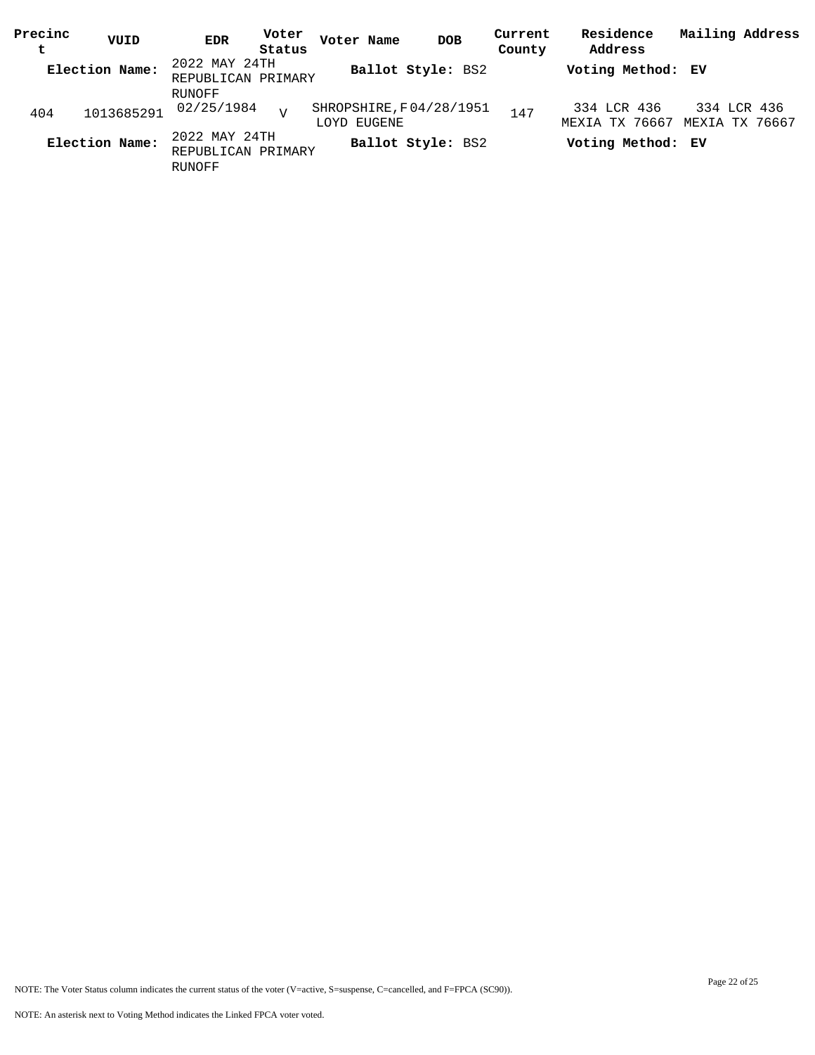| Precinct | VUID | EDR | Voter Status | Voter Name | DOB | Current County | Residence Address | Mailing Address |
|---|---|---|---|---|---|---|---|---|
| **Election Name:** | | 2022 MAY 24TH REPUBLICAN PRIMARY RUNOFF | | **Ballot Style:** BS2 | | | **Voting Method:** EV | |
| 404 | 1013685291 | 02/25/1984 | V | SHROPSHIRE, FLOYD EUGENE | 04/28/1951 | 147 | 334 LCR 436 MEXIA TX 76667 | 334 LCR 436 MEXIA TX 76667 |
| **Election Name:** | | 2022 MAY 24TH REPUBLICAN PRIMARY RUNOFF | | **Ballot Style:** BS2 | | | **Voting Method:** EV | |

NOTE: The Voter Status column indicates the current status of the voter (V=active, S=suspense, C=cancelled, and F=FPCA (SC90)).

NOTE: An asterisk next to Voting Method indicates the Linked FPCA voter voted.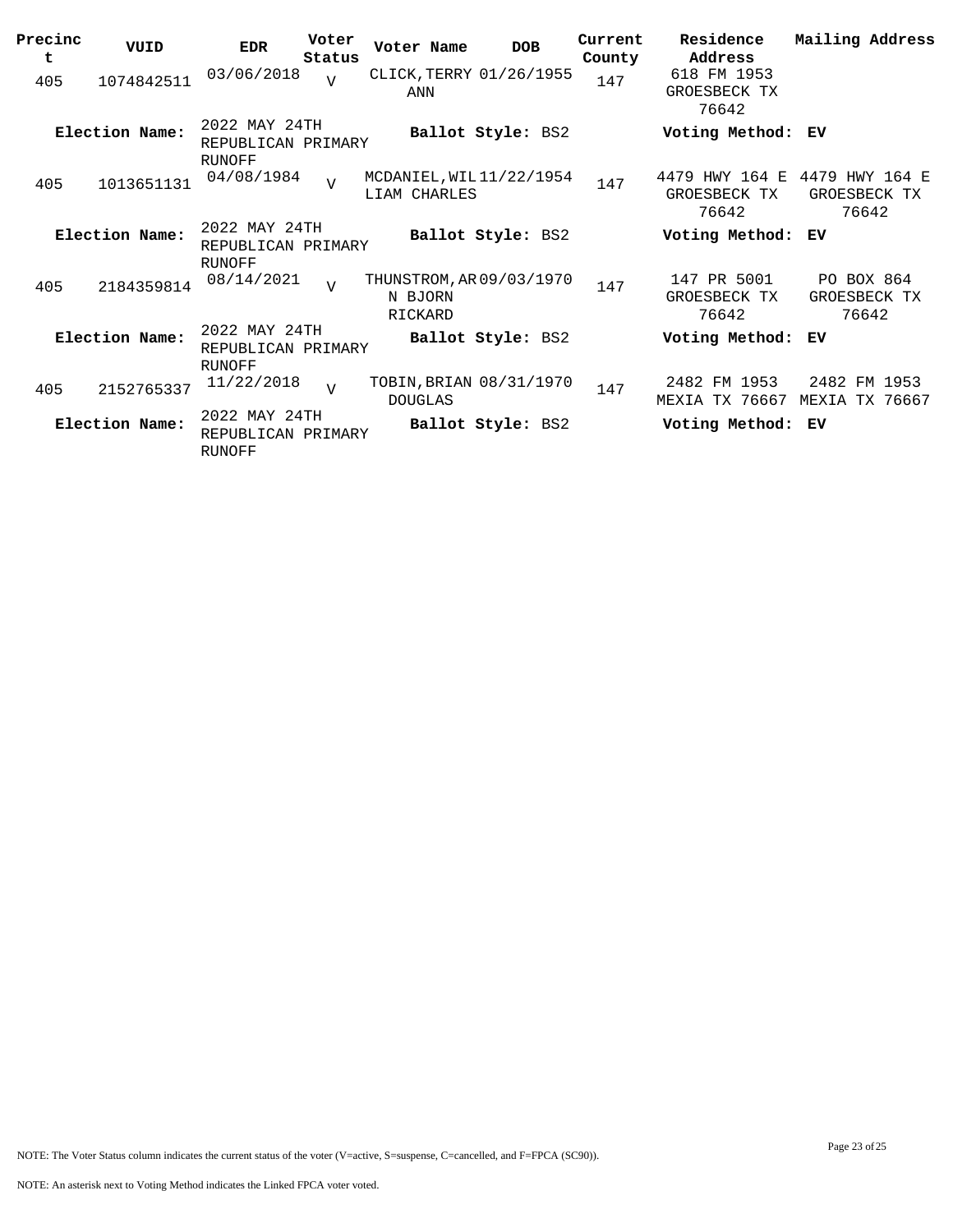| Precinct | VUID | EDR | Voter Status | Voter Name | DOB | Current County | Residence Address | Mailing Address |
|---|---|---|---|---|---|---|---|---|
| 405 | 1074842511 | 03/06/2018 | V | CLICK,TERRY ANN | 01/26/1955 | 147 | 618 FM 1953 GROESBECK TX 76642 | |
| **Election Name:** | | 2022 MAY 24TH REPUBLICAN PRIMARY RUNOFF | | **Ballot Style:** BS2 | | | **Voting Method:** EV | |
| 405 | 1013651131 | 04/08/1984 | V | MCDANIEL,WILLIAM CHARLES | 11/22/1954 | 147 | 4479 HWY 164 E GROESBECK TX 76642 | 4479 HWY 164 E GROESBECK TX 76642 |
| **Election Name:** | | 2022 MAY 24TH REPUBLICAN PRIMARY RUNOFF | | **Ballot Style:** BS2 | | | **Voting Method:** EV | |
| 405 | 2184359814 | 08/14/2021 | V | THUNSTROM,ARN BJORN RICKARD | 09/03/1970 | 147 | 147 PR 5001 GROESBECK TX 76642 | PO BOX 864 GROESBECK TX 76642 |
| **Election Name:** | | 2022 MAY 24TH REPUBLICAN PRIMARY RUNOFF | | **Ballot Style:** BS2 | | | **Voting Method:** EV | |
| 405 | 2152765337 | 11/22/2018 | V | TOBIN,BRIAN DOUGLAS | 08/31/1970 | 147 | 2482 FM 1953 MEXIA TX 76667 | 2482 FM 1953 MEXIA TX 76667 |
| **Election Name:** | | 2022 MAY 24TH REPUBLICAN PRIMARY RUNOFF | | **Ballot Style:** BS2 | | | **Voting Method:** EV | |

NOTE: The Voter Status column indicates the current status of the voter (V=active, S=suspense, C=cancelled, and F=FPCA (SC90)).

NOTE: An asterisk next to Voting Method indicates the Linked FPCA voter voted.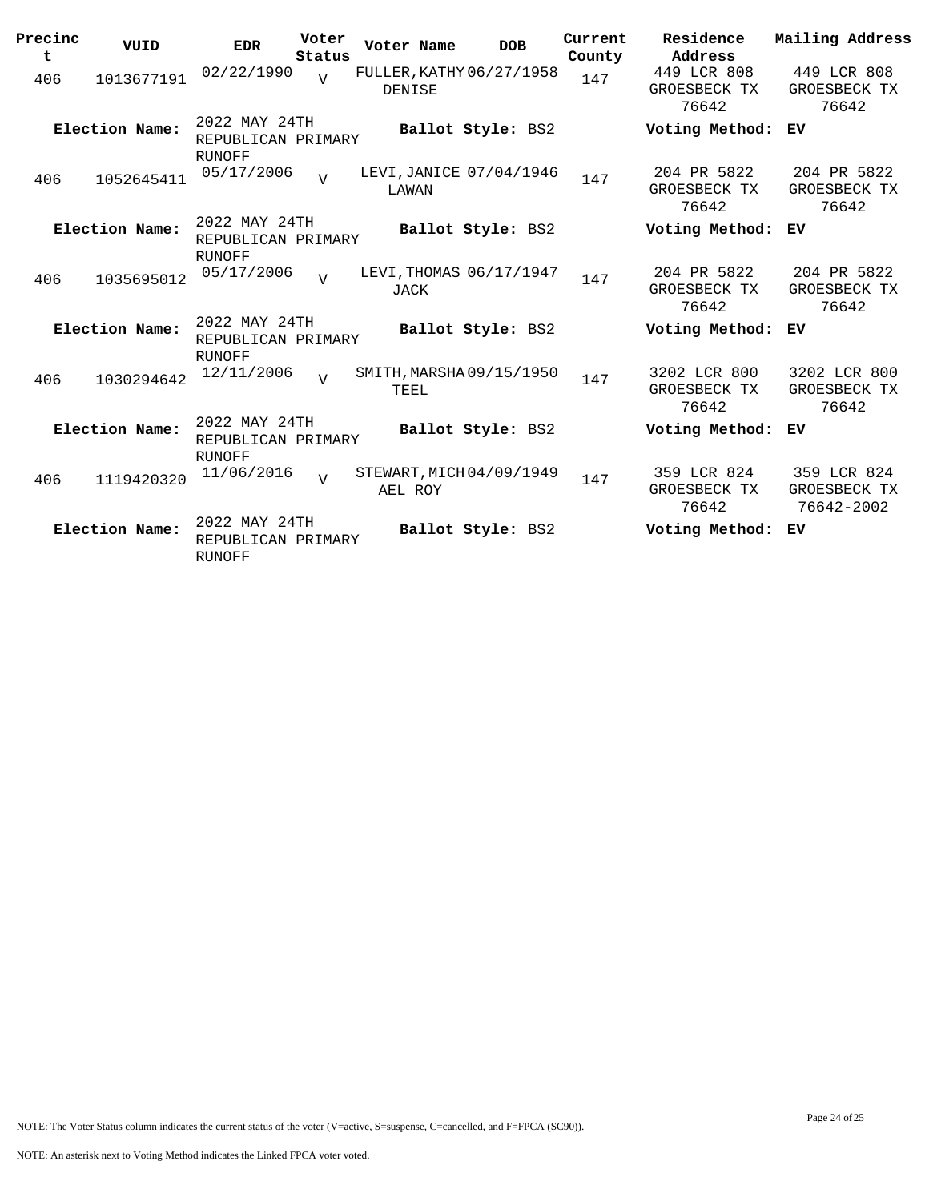| Precinct | VUID | EDR | Voter Status | Voter Name | DOB | Current County | Residence Address | Mailing Address |
|---|---|---|---|---|---|---|---|---|
| 406 | 1013677191 | 02/22/1990 | V | FULLER, KATHY DENISE | 06/27/1958 | 147 | 449 LCR 808 GROESBECK TX 76642 | 449 LCR 808 GROESBECK TX 76642 |
| **Election Name:** | | 2022 MAY 24TH REPUBLICAN PRIMARY RUNOFF | | **Ballot Style:** BS2 | | | **Voting Method:** | **EV** |
| 406 | 1052645411 | 05/17/2006 | V | LEVI, JANICE LAWAN | 07/04/1946 | 147 | 204 PR 5822 GROESBECK TX 76642 | 204 PR 5822 GROESBECK TX 76642 |
| **Election Name:** | | 2022 MAY 24TH REPUBLICAN PRIMARY RUNOFF | | **Ballot Style:** BS2 | | | **Voting Method:** | **EV** |
| 406 | 1035695012 | 05/17/2006 | V | LEVI, THOMAS JACK | 06/17/1947 | 147 | 204 PR 5822 GROESBECK TX 76642 | 204 PR 5822 GROESBECK TX 76642 |
| **Election Name:** | | 2022 MAY 24TH REPUBLICAN PRIMARY RUNOFF | | **Ballot Style:** BS2 | | | **Voting Method:** | **EV** |
| 406 | 1030294642 | 12/11/2006 | V | SMITH, MARSHA TEEL | 09/15/1950 | 147 | 3202 LCR 800 GROESBECK TX 76642 | 3202 LCR 800 GROESBECK TX 76642 |
| **Election Name:** | | 2022 MAY 24TH REPUBLICAN PRIMARY RUNOFF | | **Ballot Style:** BS2 | | | **Voting Method:** | **EV** |
| 406 | 1119420320 | 11/06/2016 | V | STEWART, MICHAEL ROY | 04/09/1949 | 147 | 359 LCR 824 GROESBECK TX 76642 | 359 LCR 824 GROESBECK TX 76642-2002 |
| **Election Name:** | | 2022 MAY 24TH REPUBLICAN PRIMARY RUNOFF | | **Ballot Style:** BS2 | | | **Voting Method:** | **EV** |

NOTE: The Voter Status column indicates the current status of the voter (V=active, S=suspense, C=cancelled, and F=FPCA (SC90)).

NOTE: An asterisk next to Voting Method indicates the Linked FPCA voter voted.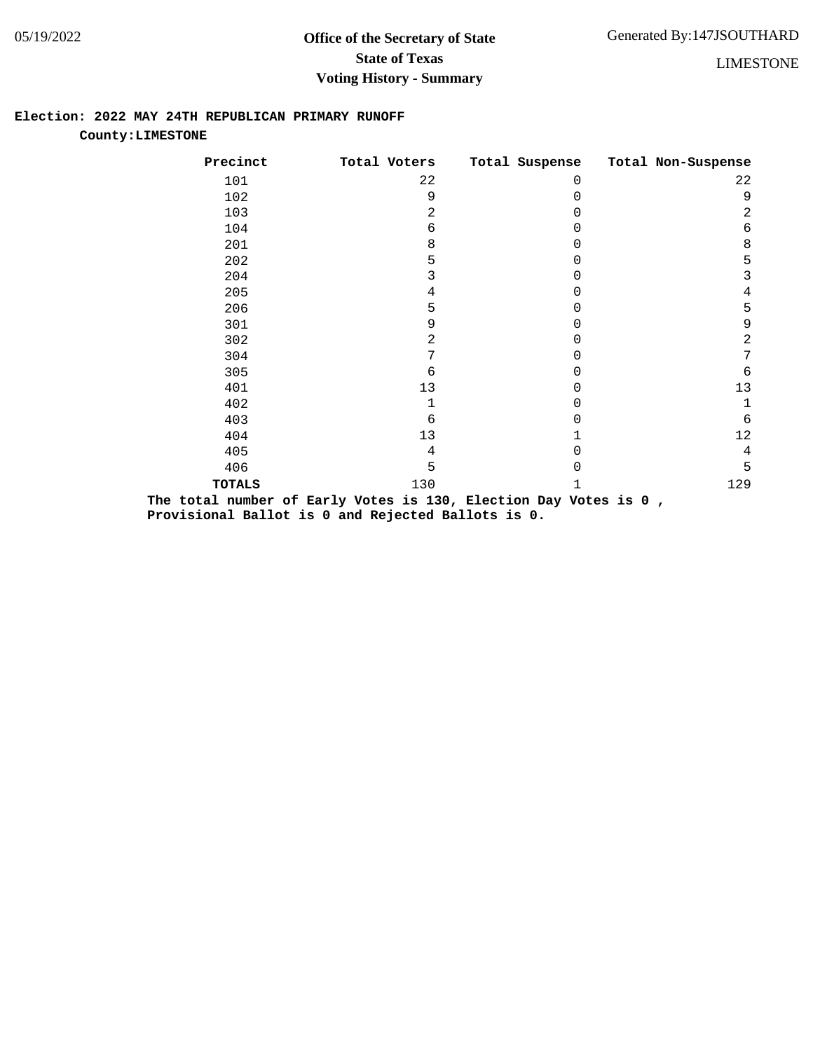05/19/2022

**Office of the Secretary of State**
**State of Texas**
**Voting History - Summary**

Generated By:147JSOUTHARD

LIMESTONE

**Election: 2022 MAY 24TH REPUBLICAN PRIMARY RUNOFF**

**County:LIMESTONE**

| Precinct | Total Voters | Total Suspense | Total Non-Suspense |
|---|---|---|---|
| 101 | 22 | 0 | 22 |
| 102 | 9 | 0 | 9 |
| 103 | 2 | 0 | 2 |
| 104 | 6 | 0 | 6 |
| 201 | 8 | 0 | 8 |
| 202 | 5 | 0 | 5 |
| 204 | 3 | 0 | 3 |
| 205 | 4 | 0 | 4 |
| 206 | 5 | 0 | 5 |
| 301 | 9 | 0 | 9 |
| 302 | 2 | 0 | 2 |
| 304 | 7 | 0 | 7 |
| 305 | 6 | 0 | 6 |
| 401 | 13 | 0 | 13 |
| 402 | 1 | 0 | 1 |
| 403 | 6 | 0 | 6 |
| 404 | 13 | 1 | 12 |
| 405 | 4 | 0 | 4 |
| 406 | 5 | 0 | 5 |
| **TOTALS** | 130 | 1 | 129 |

**The total number of Early Votes is 130, Election Day Votes is 0 , Provisional Ballot is 0 and Rejected Ballots is 0.**